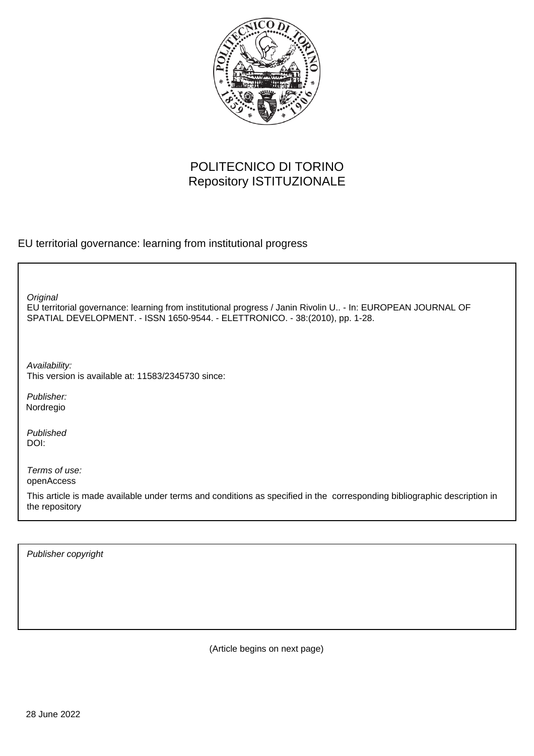POLITECNICO DI TORINO
Repository ISTITUZIONALE

EU territorial governance: learning from institutional progress

*Original*
EU territorial governance: learning from institutional progress / Janin Rivolin U.. - In: EUROPEAN JOURNAL OF SPATIAL DEVELOPMENT. - ISSN 1650-9544. - ELETTRONICO. - 38:(2010), pp. 1-28.

*Availability:*
This version is available at: 11583/2345730 since:

*Publisher:*
Nordregio

*Published*
DOI:

*Terms of use:*
openAccess

This article is made available under terms and conditions as specified in the corresponding bibliographic description in the repository

*Publisher copyright*

(Article begins on next page)

28 June 2022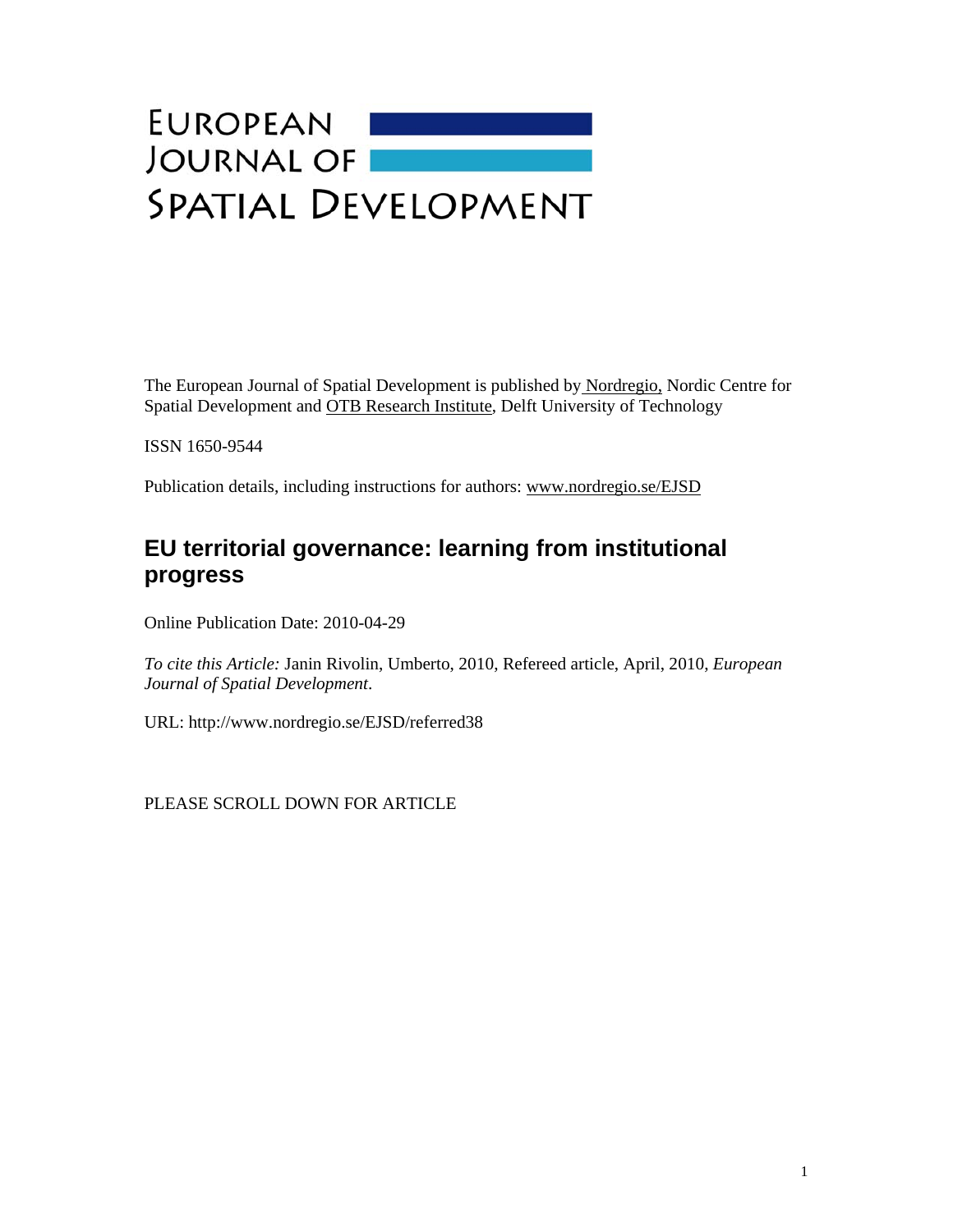# EUROPEAN JOURNAL OF SPATIAL DEVELOPMENT

The European Journal of Spatial Development is published by Nordregio, Nordic Centre for Spatial Development and OTB Research Institute, Delft University of Technology

ISSN 1650-9544

Publication details, including instructions for authors: www.nordregio.se/EJSD

## EU territorial governance: learning from institutional progress

Online Publication Date: 2010-04-29

*To cite this Article:* Janin Rivolin, Umberto, 2010, Refereed article, April, 2010, *European Journal of Spatial Development*.

URL: http://www.nordregio.se/EJSD/referred38

PLEASE SCROLL DOWN FOR ARTICLE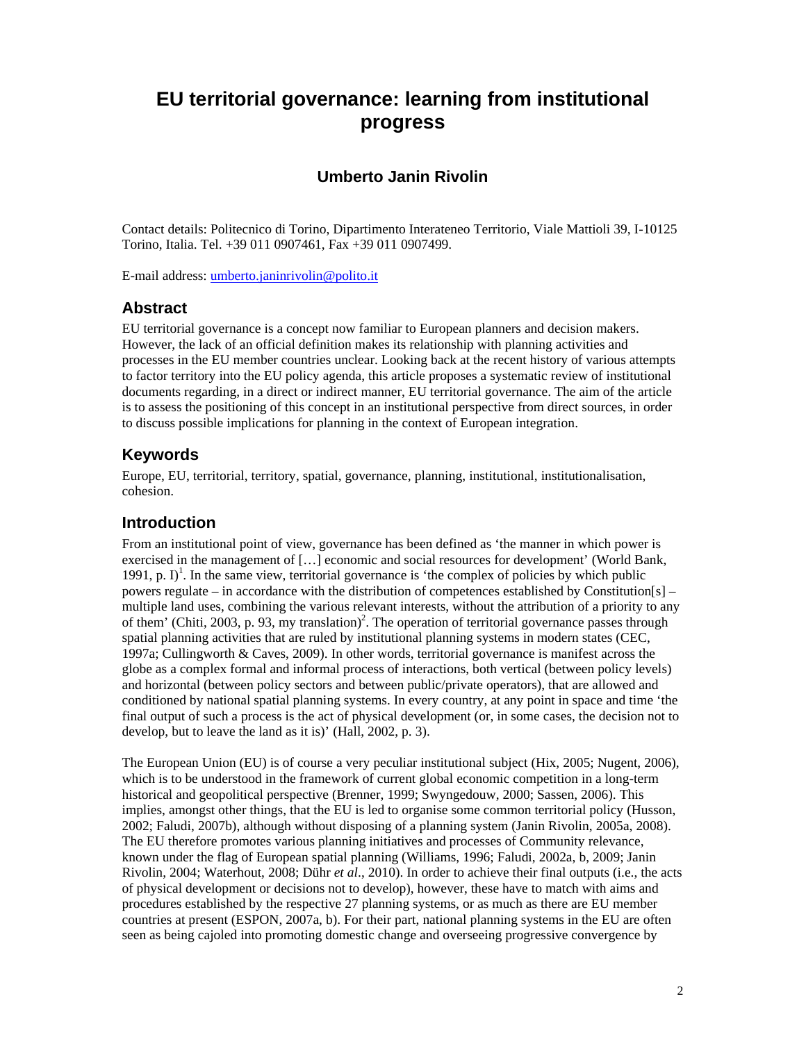# EU territorial governance: learning from institutional progress

## Umberto Janin Rivolin

Contact details: Politecnico di Torino, Dipartimento Interateneo Territorio, Viale Mattioli 39, I-10125 Torino, Italia. Tel. +39 011 0907461, Fax +39 011 0907499.

E-mail address: umberto.janinrivolin@polito.it

## Abstract

EU territorial governance is a concept now familiar to European planners and decision makers. However, the lack of an official definition makes its relationship with planning activities and processes in the EU member countries unclear. Looking back at the recent history of various attempts to factor territory into the EU policy agenda, this article proposes a systematic review of institutional documents regarding, in a direct or indirect manner, EU territorial governance. The aim of the article is to assess the positioning of this concept in an institutional perspective from direct sources, in order to discuss possible implications for planning in the context of European integration.

## Keywords

Europe, EU, territorial, territory, spatial, governance, planning, institutional, institutionalisation, cohesion.

## Introduction

From an institutional point of view, governance has been defined as 'the manner in which power is exercised in the management of […] economic and social resources for development' (World Bank, 1991, p. I)[1]. In the same view, territorial governance is 'the complex of policies by which public powers regulate – in accordance with the distribution of competences established by Constitution[s] – multiple land uses, combining the various relevant interests, without the attribution of a priority to any of them' (Chiti, 2003, p. 93, my translation)[2]. The operation of territorial governance passes through spatial planning activities that are ruled by institutional planning systems in modern states (CEC, 1997a; Cullingworth & Caves, 2009). In other words, territorial governance is manifest across the globe as a complex formal and informal process of interactions, both vertical (between policy levels) and horizontal (between policy sectors and between public/private operators), that are allowed and conditioned by national spatial planning systems. In every country, at any point in space and time 'the final output of such a process is the act of physical development (or, in some cases, the decision not to develop, but to leave the land as it is)' (Hall, 2002, p. 3).

The European Union (EU) is of course a very peculiar institutional subject (Hix, 2005; Nugent, 2006), which is to be understood in the framework of current global economic competition in a long-term historical and geopolitical perspective (Brenner, 1999; Swyngedouw, 2000; Sassen, 2006). This implies, amongst other things, that the EU is led to organise some common territorial policy (Husson, 2002; Faludi, 2007b), although without disposing of a planning system (Janin Rivolin, 2005a, 2008). The EU therefore promotes various planning initiatives and processes of Community relevance, known under the flag of European spatial planning (Williams, 1996; Faludi, 2002a, b, 2009; Janin Rivolin, 2004; Waterhout, 2008; Dühr *et al*., 2010). In order to achieve their final outputs (i.e., the acts of physical development or decisions not to develop), however, these have to match with aims and procedures established by the respective 27 planning systems, or as much as there are EU member countries at present (ESPON, 2007a, b). For their part, national planning systems in the EU are often seen as being cajoled into promoting domestic change and overseeing progressive convergence by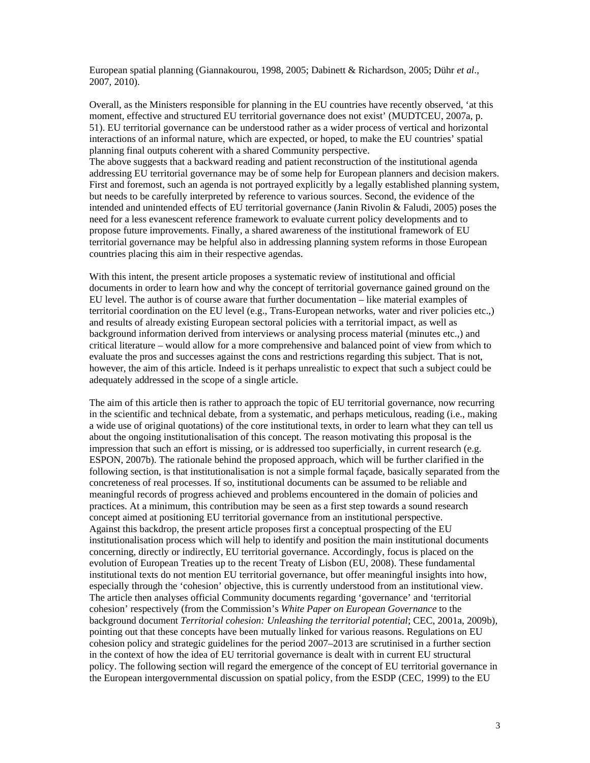European spatial planning (Giannakourou, 1998, 2005; Dabinett & Richardson, 2005; Dühr *et al*., 2007, 2010).

Overall, as the Ministers responsible for planning in the EU countries have recently observed, 'at this moment, effective and structured EU territorial governance does not exist' (MUDTCEU, 2007a, p. 51). EU territorial governance can be understood rather as a wider process of vertical and horizontal interactions of an informal nature, which are expected, or hoped, to make the EU countries' spatial planning final outputs coherent with a shared Community perspective.
The above suggests that a backward reading and patient reconstruction of the institutional agenda addressing EU territorial governance may be of some help for European planners and decision makers. First and foremost, such an agenda is not portrayed explicitly by a legally established planning system, but needs to be carefully interpreted by reference to various sources. Second, the evidence of the intended and unintended effects of EU territorial governance (Janin Rivolin & Faludi, 2005) poses the need for a less evanescent reference framework to evaluate current policy developments and to propose future improvements. Finally, a shared awareness of the institutional framework of EU territorial governance may be helpful also in addressing planning system reforms in those European countries placing this aim in their respective agendas.

With this intent, the present article proposes a systematic review of institutional and official documents in order to learn how and why the concept of territorial governance gained ground on the EU level. The author is of course aware that further documentation – like material examples of territorial coordination on the EU level (e.g., Trans-European networks, water and river policies etc.,) and results of already existing European sectoral policies with a territorial impact, as well as background information derived from interviews or analysing process material (minutes etc.,) and critical literature – would allow for a more comprehensive and balanced point of view from which to evaluate the pros and successes against the cons and restrictions regarding this subject. That is not, however, the aim of this article. Indeed is it perhaps unrealistic to expect that such a subject could be adequately addressed in the scope of a single article.

The aim of this article then is rather to approach the topic of EU territorial governance, now recurring in the scientific and technical debate, from a systematic, and perhaps meticulous, reading (i.e., making a wide use of original quotations) of the core institutional texts, in order to learn what they can tell us about the ongoing institutionalisation of this concept. The reason motivating this proposal is the impression that such an effort is missing, or is addressed too superficially, in current research (e.g. ESPON, 2007b). The rationale behind the proposed approach, which will be further clarified in the following section, is that institutionalisation is not a simple formal façade, basically separated from the concreteness of real processes. If so, institutional documents can be assumed to be reliable and meaningful records of progress achieved and problems encountered in the domain of policies and practices. At a minimum, this contribution may be seen as a first step towards a sound research concept aimed at positioning EU territorial governance from an institutional perspective.
Against this backdrop, the present article proposes first a conceptual prospecting of the EU institutionalisation process which will help to identify and position the main institutional documents concerning, directly or indirectly, EU territorial governance. Accordingly, focus is placed on the evolution of European Treaties up to the recent Treaty of Lisbon (EU, 2008). These fundamental institutional texts do not mention EU territorial governance, but offer meaningful insights into how, especially through the 'cohesion' objective, this is currently understood from an institutional view. The article then analyses official Community documents regarding 'governance' and 'territorial cohesion' respectively (from the Commission's *White Paper on European Governance* to the background document *Territorial cohesion: Unleashing the territorial potential*; CEC, 2001a, 2009b), pointing out that these concepts have been mutually linked for various reasons. Regulations on EU cohesion policy and strategic guidelines for the period 2007–2013 are scrutinised in a further section in the context of how the idea of EU territorial governance is dealt with in current EU structural policy. The following section will regard the emergence of the concept of EU territorial governance in the European intergovernmental discussion on spatial policy, from the ESDP (CEC, 1999) to the EU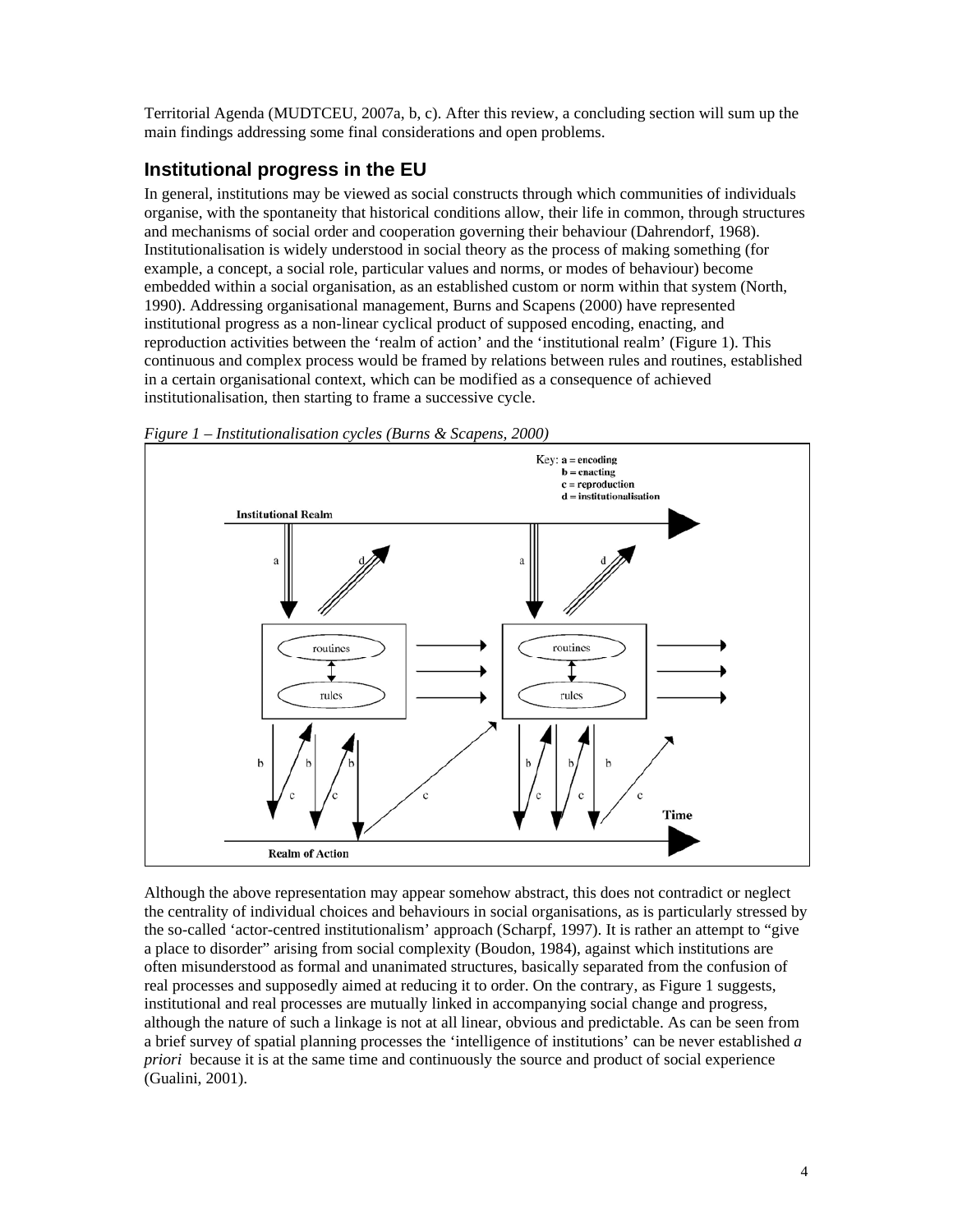Territorial Agenda (MUDTCEU, 2007a, b, c). After this review, a concluding section will sum up the main findings addressing some final considerations and open problems.

## Institutional progress in the EU

In general, institutions may be viewed as social constructs through which communities of individuals organise, with the spontaneity that historical conditions allow, their life in common, through structures and mechanisms of social order and cooperation governing their behaviour (Dahrendorf, 1968). Institutionalisation is widely understood in social theory as the process of making something (for example, a concept, a social role, particular values and norms, or modes of behaviour) become embedded within a social organisation, as an established custom or norm within that system (North, 1990). Addressing organisational management, Burns and Scapens (2000) have represented institutional progress as a non-linear cyclical product of supposed encoding, enacting, and reproduction activities between the 'realm of action' and the 'institutional realm' (Figure 1). This continuous and complex process would be framed by relations between rules and routines, established in a certain organisational context, which can be modified as a consequence of achieved institutionalisation, then starting to frame a successive cycle.

*Figure 1 – Institutionalisation cycles (Burns & Scapens, 2000)*

Key: a = encoding, b = enacting, c = reproduction, d = institutionalisation

Institutional Realm

routines / rules

Time

Realm of Action

Although the above representation may appear somehow abstract, this does not contradict or neglect the centrality of individual choices and behaviours in social organisations, as is particularly stressed by the so-called 'actor-centred institutionalism' approach (Scharpf, 1997). It is rather an attempt to "give a place to disorder" arising from social complexity (Boudon, 1984), against which institutions are often misunderstood as formal and unanimated structures, basically separated from the confusion of real processes and supposedly aimed at reducing it to order. On the contrary, as Figure 1 suggests, institutional and real processes are mutually linked in accompanying social change and progress, although the nature of such a linkage is not at all linear, obvious and predictable. As can be seen from a brief survey of spatial planning processes the 'intelligence of institutions' can be never established *a priori* because it is at the same time and continuously the source and product of social experience (Gualini, 2001).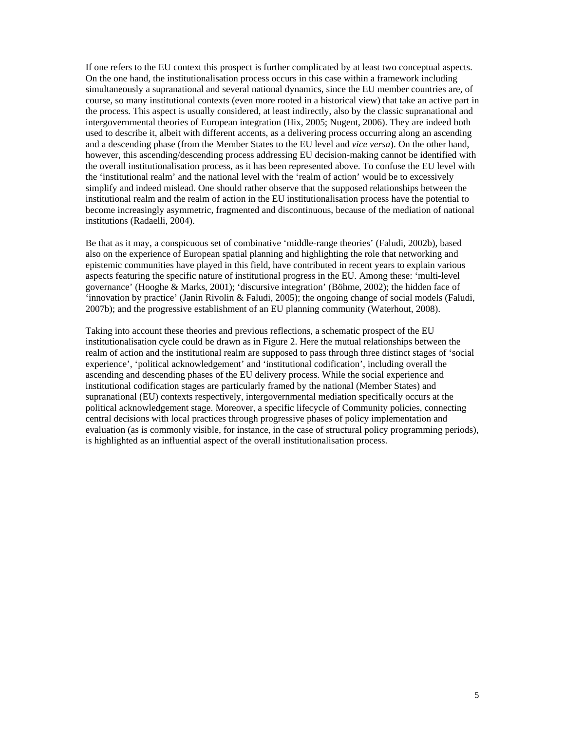If one refers to the EU context this prospect is further complicated by at least two conceptual aspects. On the one hand, the institutionalisation process occurs in this case within a framework including simultaneously a supranational and several national dynamics, since the EU member countries are, of course, so many institutional contexts (even more rooted in a historical view) that take an active part in the process. This aspect is usually considered, at least indirectly, also by the classic supranational and intergovernmental theories of European integration (Hix, 2005; Nugent, 2006). They are indeed both used to describe it, albeit with different accents, as a delivering process occurring along an ascending and a descending phase (from the Member States to the EU level and *vice versa*). On the other hand, however, this ascending/descending process addressing EU decision-making cannot be identified with the overall institutionalisation process, as it has been represented above. To confuse the EU level with the 'institutional realm' and the national level with the 'realm of action' would be to excessively simplify and indeed mislead. One should rather observe that the supposed relationships between the institutional realm and the realm of action in the EU institutionalisation process have the potential to become increasingly asymmetric, fragmented and discontinuous, because of the mediation of national institutions (Radaelli, 2004).

Be that as it may, a conspicuous set of combinative 'middle-range theories' (Faludi, 2002b), based also on the experience of European spatial planning and highlighting the role that networking and epistemic communities have played in this field, have contributed in recent years to explain various aspects featuring the specific nature of institutional progress in the EU. Among these: 'multi-level governance' (Hooghe & Marks, 2001); 'discursive integration' (Böhme, 2002); the hidden face of 'innovation by practice' (Janin Rivolin & Faludi, 2005); the ongoing change of social models (Faludi, 2007b); and the progressive establishment of an EU planning community (Waterhout, 2008).

Taking into account these theories and previous reflections, a schematic prospect of the EU institutionalisation cycle could be drawn as in Figure 2. Here the mutual relationships between the realm of action and the institutional realm are supposed to pass through three distinct stages of 'social experience', 'political acknowledgement' and 'institutional codification', including overall the ascending and descending phases of the EU delivery process. While the social experience and institutional codification stages are particularly framed by the national (Member States) and supranational (EU) contexts respectively, intergovernmental mediation specifically occurs at the political acknowledgement stage. Moreover, a specific lifecycle of Community policies, connecting central decisions with local practices through progressive phases of policy implementation and evaluation (as is commonly visible, for instance, in the case of structural policy programming periods), is highlighted as an influential aspect of the overall institutionalisation process.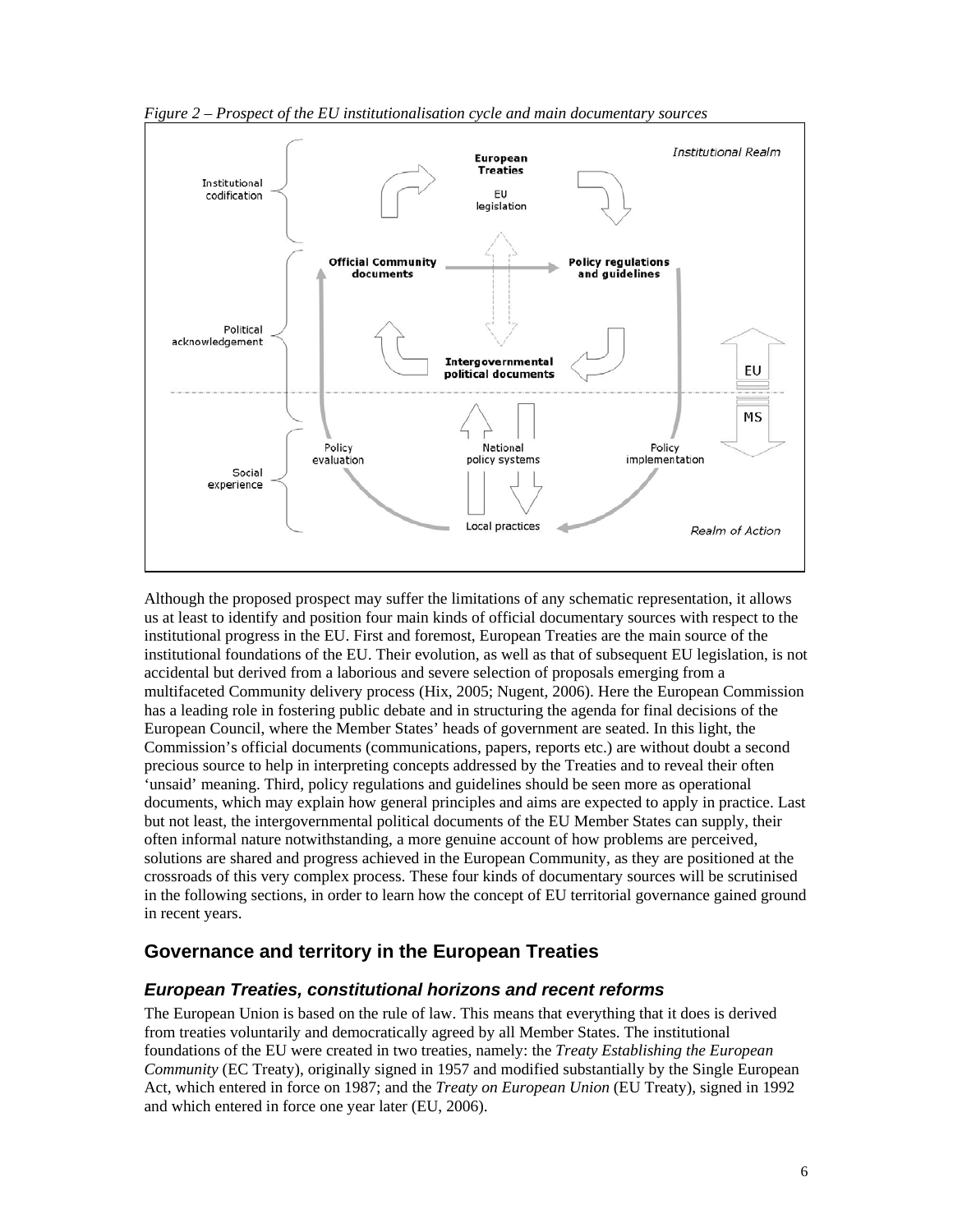*Figure 2 – Prospect of the EU institutionalisation cycle and main documentary sources*

Although the proposed prospect may suffer the limitations of any schematic representation, it allows us at least to identify and position four main kinds of official documentary sources with respect to the institutional progress in the EU. First and foremost, European Treaties are the main source of the institutional foundations of the EU. Their evolution, as well as that of subsequent EU legislation, is not accidental but derived from a laborious and severe selection of proposals emerging from a multifaceted Community delivery process (Hix, 2005; Nugent, 2006). Here the European Commission has a leading role in fostering public debate and in structuring the agenda for final decisions of the European Council, where the Member States' heads of government are seated. In this light, the Commission's official documents (communications, papers, reports etc.) are without doubt a second precious source to help in interpreting concepts addressed by the Treaties and to reveal their often 'unsaid' meaning. Third, policy regulations and guidelines should be seen more as operational documents, which may explain how general principles and aims are expected to apply in practice. Last but not least, the intergovernmental political documents of the EU Member States can supply, their often informal nature notwithstanding, a more genuine account of how problems are perceived, solutions are shared and progress achieved in the European Community, as they are positioned at the crossroads of this very complex process. These four kinds of documentary sources will be scrutinised in the following sections, in order to learn how the concept of EU territorial governance gained ground in recent years.

## Governance and territory in the European Treaties

### *European Treaties, constitutional horizons and recent reforms*

The European Union is based on the rule of law. This means that everything that it does is derived from treaties voluntarily and democratically agreed by all Member States. The institutional foundations of the EU were created in two treaties, namely: the *Treaty Establishing the European Community* (EC Treaty), originally signed in 1957 and modified substantially by the Single European Act, which entered in force on 1987; and the *Treaty on European Union* (EU Treaty), signed in 1992 and which entered in force one year later (EU, 2006).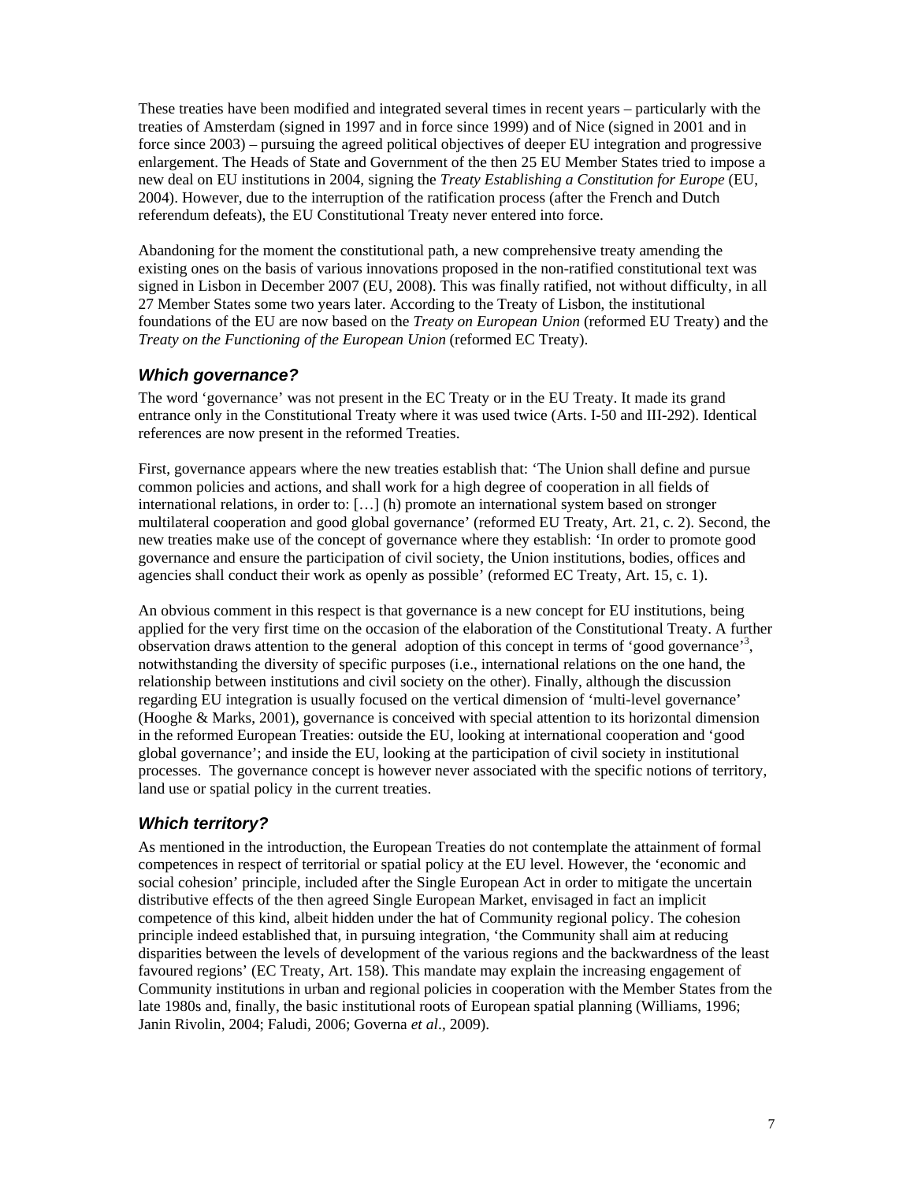These treaties have been modified and integrated several times in recent years – particularly with the treaties of Amsterdam (signed in 1997 and in force since 1999) and of Nice (signed in 2001 and in force since 2003) – pursuing the agreed political objectives of deeper EU integration and progressive enlargement. The Heads of State and Government of the then 25 EU Member States tried to impose a new deal on EU institutions in 2004, signing the *Treaty Establishing a Constitution for Europe* (EU, 2004). However, due to the interruption of the ratification process (after the French and Dutch referendum defeats), the EU Constitutional Treaty never entered into force.

Abandoning for the moment the constitutional path, a new comprehensive treaty amending the existing ones on the basis of various innovations proposed in the non-ratified constitutional text was signed in Lisbon in December 2007 (EU, 2008). This was finally ratified, not without difficulty, in all 27 Member States some two years later. According to the Treaty of Lisbon, the institutional foundations of the EU are now based on the *Treaty on European Union* (reformed EU Treaty) and the *Treaty on the Functioning of the European Union* (reformed EC Treaty).

### *Which governance?*

The word 'governance' was not present in the EC Treaty or in the EU Treaty. It made its grand entrance only in the Constitutional Treaty where it was used twice (Arts. I-50 and III-292). Identical references are now present in the reformed Treaties.

First, governance appears where the new treaties establish that: 'The Union shall define and pursue common policies and actions, and shall work for a high degree of cooperation in all fields of international relations, in order to: […] (h) promote an international system based on stronger multilateral cooperation and good global governance' (reformed EU Treaty, Art. 21, c. 2). Second, the new treaties make use of the concept of governance where they establish: 'In order to promote good governance and ensure the participation of civil society, the Union institutions, bodies, offices and agencies shall conduct their work as openly as possible' (reformed EC Treaty, Art. 15, c. 1).

An obvious comment in this respect is that governance is a new concept for EU institutions, being applied for the very first time on the occasion of the elaboration of the Constitutional Treaty. A further observation draws attention to the general adoption of this concept in terms of 'good governance'[3], notwithstanding the diversity of specific purposes (i.e., international relations on the one hand, the relationship between institutions and civil society on the other). Finally, although the discussion regarding EU integration is usually focused on the vertical dimension of 'multi-level governance' (Hooghe & Marks, 2001), governance is conceived with special attention to its horizontal dimension in the reformed European Treaties: outside the EU, looking at international cooperation and 'good global governance'; and inside the EU, looking at the participation of civil society in institutional processes. The governance concept is however never associated with the specific notions of territory, land use or spatial policy in the current treaties.

### *Which territory?*

As mentioned in the introduction, the European Treaties do not contemplate the attainment of formal competences in respect of territorial or spatial policy at the EU level. However, the 'economic and social cohesion' principle, included after the Single European Act in order to mitigate the uncertain distributive effects of the then agreed Single European Market, envisaged in fact an implicit competence of this kind, albeit hidden under the hat of Community regional policy. The cohesion principle indeed established that, in pursuing integration, 'the Community shall aim at reducing disparities between the levels of development of the various regions and the backwardness of the least favoured regions' (EC Treaty, Art. 158). This mandate may explain the increasing engagement of Community institutions in urban and regional policies in cooperation with the Member States from the late 1980s and, finally, the basic institutional roots of European spatial planning (Williams, 1996; Janin Rivolin, 2004; Faludi, 2006; Governa *et al*., 2009).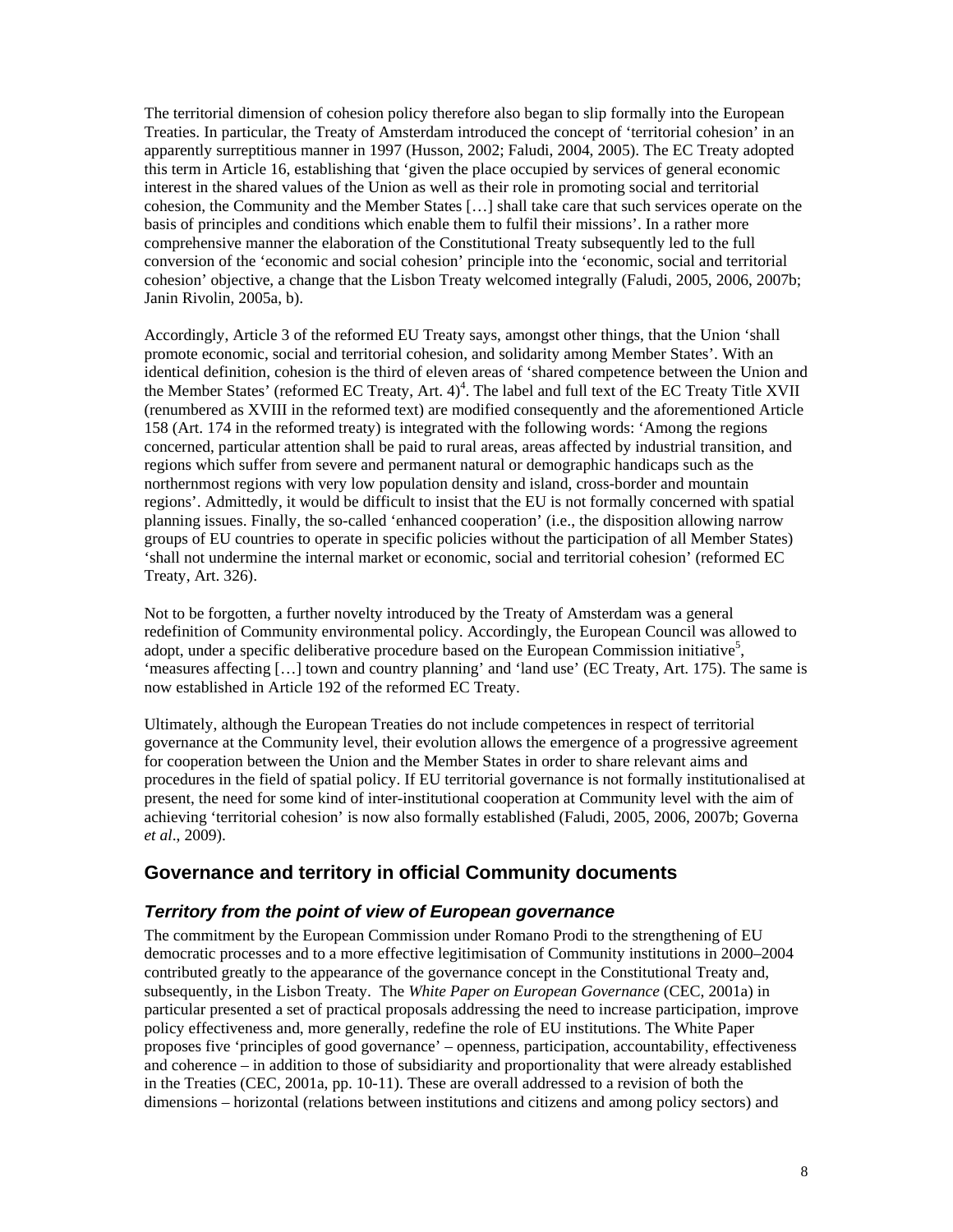The territorial dimension of cohesion policy therefore also began to slip formally into the European Treaties. In particular, the Treaty of Amsterdam introduced the concept of 'territorial cohesion' in an apparently surreptitious manner in 1997 (Husson, 2002; Faludi, 2004, 2005). The EC Treaty adopted this term in Article 16, establishing that 'given the place occupied by services of general economic interest in the shared values of the Union as well as their role in promoting social and territorial cohesion, the Community and the Member States […] shall take care that such services operate on the basis of principles and conditions which enable them to fulfil their missions'. In a rather more comprehensive manner the elaboration of the Constitutional Treaty subsequently led to the full conversion of the 'economic and social cohesion' principle into the 'economic, social and territorial cohesion' objective, a change that the Lisbon Treaty welcomed integrally (Faludi, 2005, 2006, 2007b; Janin Rivolin, 2005a, b).

Accordingly, Article 3 of the reformed EU Treaty says, amongst other things, that the Union 'shall promote economic, social and territorial cohesion, and solidarity among Member States'. With an identical definition, cohesion is the third of eleven areas of 'shared competence between the Union and the Member States' (reformed EC Treaty, Art. 4)[4]. The label and full text of the EC Treaty Title XVII (renumbered as XVIII in the reformed text) are modified consequently and the aforementioned Article 158 (Art. 174 in the reformed treaty) is integrated with the following words: 'Among the regions concerned, particular attention shall be paid to rural areas, areas affected by industrial transition, and regions which suffer from severe and permanent natural or demographic handicaps such as the northernmost regions with very low population density and island, cross-border and mountain regions'. Admittedly, it would be difficult to insist that the EU is not formally concerned with spatial planning issues. Finally, the so-called 'enhanced cooperation' (i.e., the disposition allowing narrow groups of EU countries to operate in specific policies without the participation of all Member States) 'shall not undermine the internal market or economic, social and territorial cohesion' (reformed EC Treaty, Art. 326).

Not to be forgotten, a further novelty introduced by the Treaty of Amsterdam was a general redefinition of Community environmental policy. Accordingly, the European Council was allowed to adopt, under a specific deliberative procedure based on the European Commission initiative[5], 'measures affecting […] town and country planning' and 'land use' (EC Treaty, Art. 175). The same is now established in Article 192 of the reformed EC Treaty.

Ultimately, although the European Treaties do not include competences in respect of territorial governance at the Community level, their evolution allows the emergence of a progressive agreement for cooperation between the Union and the Member States in order to share relevant aims and procedures in the field of spatial policy. If EU territorial governance is not formally institutionalised at present, the need for some kind of inter-institutional cooperation at Community level with the aim of achieving 'territorial cohesion' is now also formally established (Faludi, 2005, 2006, 2007b; Governa *et al*., 2009).

## Governance and territory in official Community documents

### *Territory from the point of view of European governance*

The commitment by the European Commission under Romano Prodi to the strengthening of EU democratic processes and to a more effective legitimisation of Community institutions in 2000–2004 contributed greatly to the appearance of the governance concept in the Constitutional Treaty and, subsequently, in the Lisbon Treaty. The *White Paper on European Governance* (CEC, 2001a) in particular presented a set of practical proposals addressing the need to increase participation, improve policy effectiveness and, more generally, redefine the role of EU institutions. The White Paper proposes five 'principles of good governance' – openness, participation, accountability, effectiveness and coherence – in addition to those of subsidiarity and proportionality that were already established in the Treaties (CEC, 2001a, pp. 10-11). These are overall addressed to a revision of both the dimensions – horizontal (relations between institutions and citizens and among policy sectors) and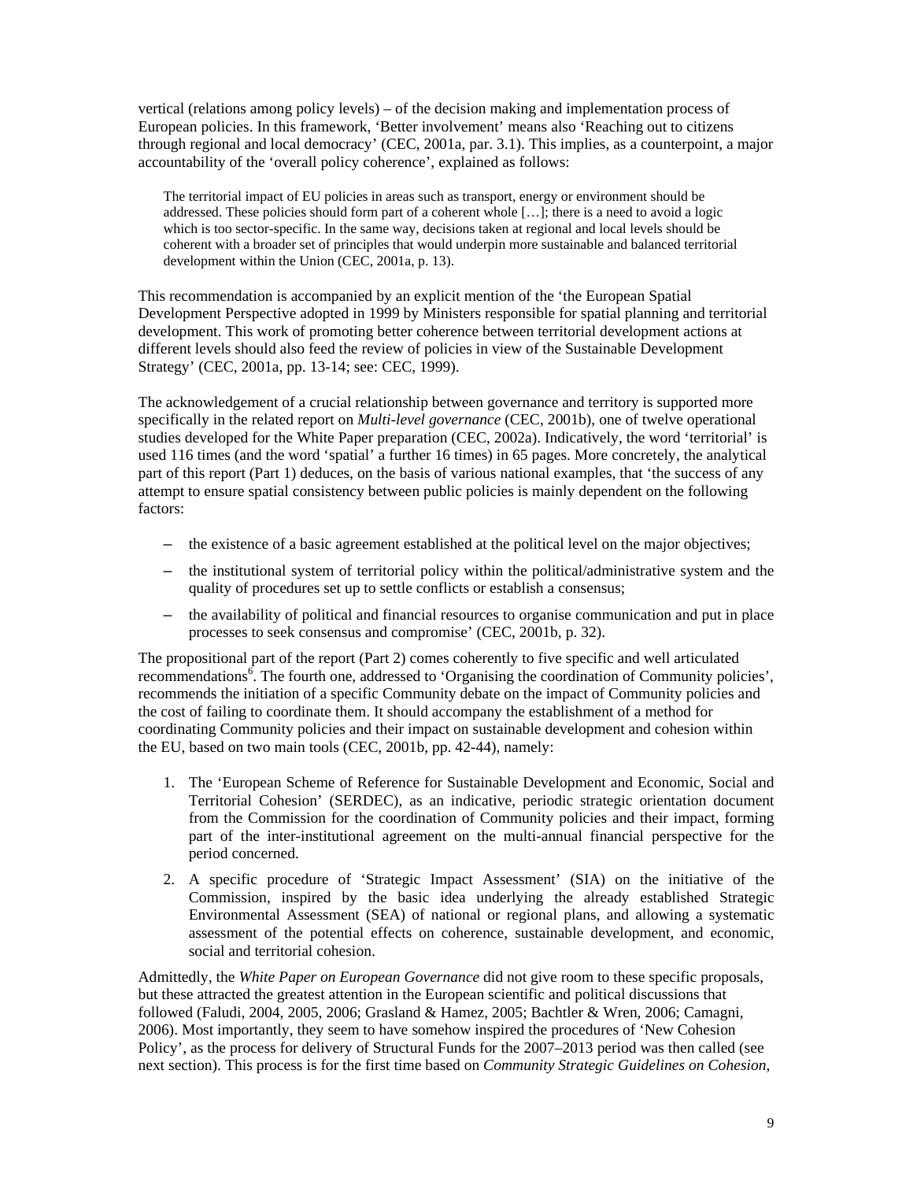vertical (relations among policy levels) – of the decision making and implementation process of European policies. In this framework, 'Better involvement' means also 'Reaching out to citizens through regional and local democracy' (CEC, 2001a, par. 3.1). This implies, as a counterpoint, a major accountability of the 'overall policy coherence', explained as follows:

> The territorial impact of EU policies in areas such as transport, energy or environment should be addressed. These policies should form part of a coherent whole […]; there is a need to avoid a logic which is too sector-specific. In the same way, decisions taken at regional and local levels should be coherent with a broader set of principles that would underpin more sustainable and balanced territorial development within the Union (CEC, 2001a, p. 13).

This recommendation is accompanied by an explicit mention of the 'the European Spatial Development Perspective adopted in 1999 by Ministers responsible for spatial planning and territorial development. This work of promoting better coherence between territorial development actions at different levels should also feed the review of policies in view of the Sustainable Development Strategy' (CEC, 2001a, pp. 13-14; see: CEC, 1999).

The acknowledgement of a crucial relationship between governance and territory is supported more specifically in the related report on *Multi-level governance* (CEC, 2001b), one of twelve operational studies developed for the White Paper preparation (CEC, 2002a). Indicatively, the word 'territorial' is used 116 times (and the word 'spatial' a further 16 times) in 65 pages. More concretely, the analytical part of this report (Part 1) deduces, on the basis of various national examples, that 'the success of any attempt to ensure spatial consistency between public policies is mainly dependent on the following factors:

- the existence of a basic agreement established at the political level on the major objectives;
- the institutional system of territorial policy within the political/administrative system and the quality of procedures set up to settle conflicts or establish a consensus;
- the availability of political and financial resources to organise communication and put in place processes to seek consensus and compromise' (CEC, 2001b, p. 32).

The propositional part of the report (Part 2) comes coherently to five specific and well articulated recommendations[6]. The fourth one, addressed to 'Organising the coordination of Community policies', recommends the initiation of a specific Community debate on the impact of Community policies and the cost of failing to coordinate them. It should accompany the establishment of a method for coordinating Community policies and their impact on sustainable development and cohesion within the EU, based on two main tools (CEC, 2001b, pp. 42-44), namely:

1. The 'European Scheme of Reference for Sustainable Development and Economic, Social and Territorial Cohesion' (SERDEC), as an indicative, periodic strategic orientation document from the Commission for the coordination of Community policies and their impact, forming part of the inter-institutional agreement on the multi-annual financial perspective for the period concerned.
2. A specific procedure of 'Strategic Impact Assessment' (SIA) on the initiative of the Commission, inspired by the basic idea underlying the already established Strategic Environmental Assessment (SEA) of national or regional plans, and allowing a systematic assessment of the potential effects on coherence, sustainable development, and economic, social and territorial cohesion.

Admittedly, the *White Paper on European Governance* did not give room to these specific proposals, but these attracted the greatest attention in the European scientific and political discussions that followed (Faludi, 2004, 2005, 2006; Grasland & Hamez, 2005; Bachtler & Wren, 2006; Camagni, 2006). Most importantly, they seem to have somehow inspired the procedures of 'New Cohesion Policy', as the process for delivery of Structural Funds for the 2007–2013 period was then called (see next section). This process is for the first time based on *Community Strategic Guidelines on Cohesion*,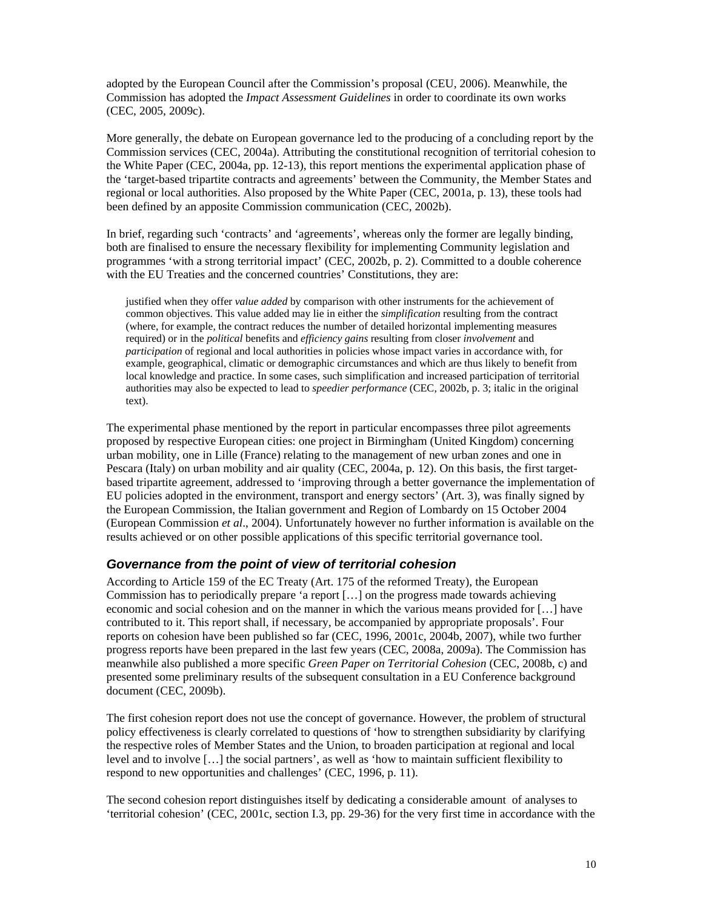adopted by the European Council after the Commission's proposal (CEU, 2006). Meanwhile, the Commission has adopted the *Impact Assessment Guidelines* in order to coordinate its own works (CEC, 2005, 2009c).

More generally, the debate on European governance led to the producing of a concluding report by the Commission services (CEC, 2004a). Attributing the constitutional recognition of territorial cohesion to the White Paper (CEC, 2004a, pp. 12-13), this report mentions the experimental application phase of the 'target-based tripartite contracts and agreements' between the Community, the Member States and regional or local authorities. Also proposed by the White Paper (CEC, 2001a, p. 13), these tools had been defined by an apposite Commission communication (CEC, 2002b).

In brief, regarding such 'contracts' and 'agreements', whereas only the former are legally binding, both are finalised to ensure the necessary flexibility for implementing Community legislation and programmes 'with a strong territorial impact' (CEC, 2002b, p. 2). Committed to a double coherence with the EU Treaties and the concerned countries' Constitutions, they are:

> justified when they offer *value added* by comparison with other instruments for the achievement of common objectives. This value added may lie in either the *simplification* resulting from the contract (where, for example, the contract reduces the number of detailed horizontal implementing measures required) or in the *political* benefits and *efficiency gains* resulting from closer *involvement* and *participation* of regional and local authorities in policies whose impact varies in accordance with, for example, geographical, climatic or demographic circumstances and which are thus likely to benefit from local knowledge and practice. In some cases, such simplification and increased participation of territorial authorities may also be expected to lead to *speedier performance* (CEC, 2002b, p. 3; italic in the original text).

The experimental phase mentioned by the report in particular encompasses three pilot agreements proposed by respective European cities: one project in Birmingham (United Kingdom) concerning urban mobility, one in Lille (France) relating to the management of new urban zones and one in Pescara (Italy) on urban mobility and air quality (CEC, 2004a, p. 12). On this basis, the first target-based tripartite agreement, addressed to 'improving through a better governance the implementation of EU policies adopted in the environment, transport and energy sectors' (Art. 3), was finally signed by the European Commission, the Italian government and Region of Lombardy on 15 October 2004 (European Commission *et al*., 2004). Unfortunately however no further information is available on the results achieved or on other possible applications of this specific territorial governance tool.

### *Governance from the point of view of territorial cohesion*

According to Article 159 of the EC Treaty (Art. 175 of the reformed Treaty), the European Commission has to periodically prepare 'a report […] on the progress made towards achieving economic and social cohesion and on the manner in which the various means provided for […] have contributed to it. This report shall, if necessary, be accompanied by appropriate proposals'. Four reports on cohesion have been published so far (CEC, 1996, 2001c, 2004b, 2007), while two further progress reports have been prepared in the last few years (CEC, 2008a, 2009a). The Commission has meanwhile also published a more specific *Green Paper on Territorial Cohesion* (CEC, 2008b, c) and presented some preliminary results of the subsequent consultation in a EU Conference background document (CEC, 2009b).

The first cohesion report does not use the concept of governance. However, the problem of structural policy effectiveness is clearly correlated to questions of 'how to strengthen subsidiarity by clarifying the respective roles of Member States and the Union, to broaden participation at regional and local level and to involve […] the social partners', as well as 'how to maintain sufficient flexibility to respond to new opportunities and challenges' (CEC, 1996, p. 11).

The second cohesion report distinguishes itself by dedicating a considerable amount of analyses to 'territorial cohesion' (CEC, 2001c, section I.3, pp. 29-36) for the very first time in accordance with the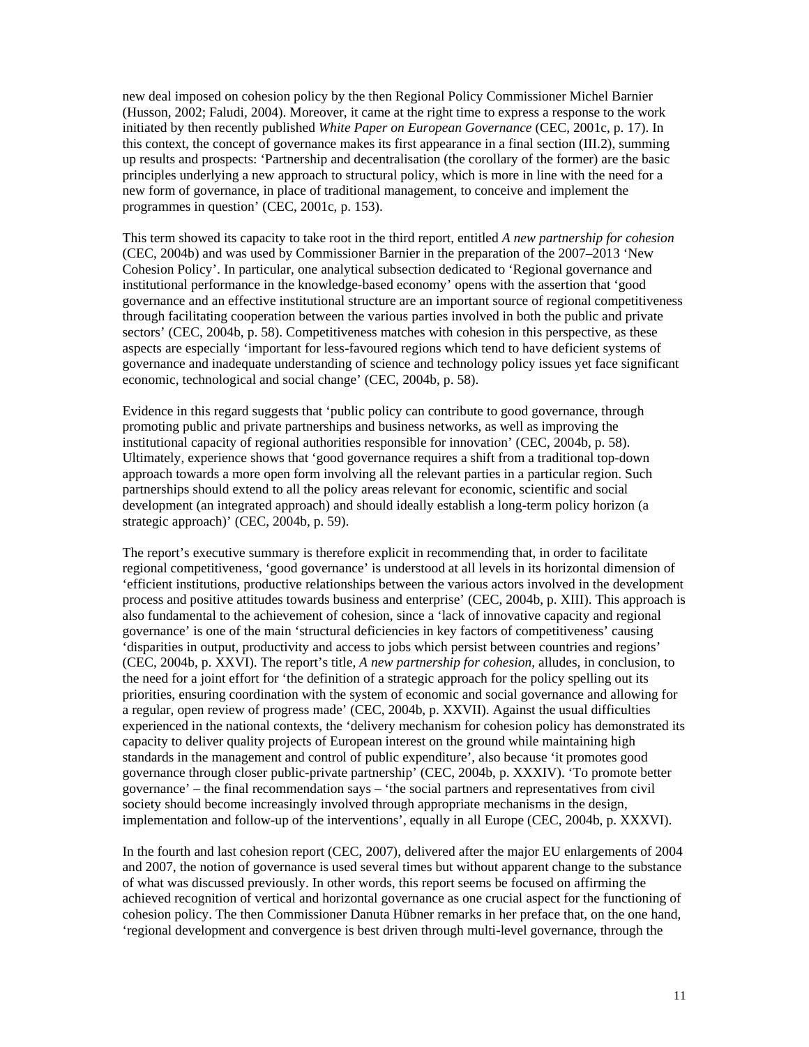new deal imposed on cohesion policy by the then Regional Policy Commissioner Michel Barnier (Husson, 2002; Faludi, 2004). Moreover, it came at the right time to express a response to the work initiated by then recently published *White Paper on European Governance* (CEC, 2001c, p. 17). In this context, the concept of governance makes its first appearance in a final section (III.2), summing up results and prospects: 'Partnership and decentralisation (the corollary of the former) are the basic principles underlying a new approach to structural policy, which is more in line with the need for a new form of governance, in place of traditional management, to conceive and implement the programmes in question' (CEC, 2001c, p. 153).

This term showed its capacity to take root in the third report, entitled *A new partnership for cohesion* (CEC, 2004b) and was used by Commissioner Barnier in the preparation of the 2007–2013 'New Cohesion Policy'. In particular, one analytical subsection dedicated to 'Regional governance and institutional performance in the knowledge-based economy' opens with the assertion that 'good governance and an effective institutional structure are an important source of regional competitiveness through facilitating cooperation between the various parties involved in both the public and private sectors' (CEC, 2004b, p. 58). Competitiveness matches with cohesion in this perspective, as these aspects are especially 'important for less-favoured regions which tend to have deficient systems of governance and inadequate understanding of science and technology policy issues yet face significant economic, technological and social change' (CEC, 2004b, p. 58).

Evidence in this regard suggests that 'public policy can contribute to good governance, through promoting public and private partnerships and business networks, as well as improving the institutional capacity of regional authorities responsible for innovation' (CEC, 2004b, p. 58). Ultimately, experience shows that 'good governance requires a shift from a traditional top-down approach towards a more open form involving all the relevant parties in a particular region. Such partnerships should extend to all the policy areas relevant for economic, scientific and social development (an integrated approach) and should ideally establish a long-term policy horizon (a strategic approach)' (CEC, 2004b, p. 59).

The report's executive summary is therefore explicit in recommending that, in order to facilitate regional competitiveness, 'good governance' is understood at all levels in its horizontal dimension of 'efficient institutions, productive relationships between the various actors involved in the development process and positive attitudes towards business and enterprise' (CEC, 2004b, p. XIII). This approach is also fundamental to the achievement of cohesion, since a 'lack of innovative capacity and regional governance' is one of the main 'structural deficiencies in key factors of competitiveness' causing 'disparities in output, productivity and access to jobs which persist between countries and regions' (CEC, 2004b, p. XXVI). The report's title, *A new partnership for cohesion*, alludes, in conclusion, to the need for a joint effort for 'the definition of a strategic approach for the policy spelling out its priorities, ensuring coordination with the system of economic and social governance and allowing for a regular, open review of progress made' (CEC, 2004b, p. XXVII). Against the usual difficulties experienced in the national contexts, the 'delivery mechanism for cohesion policy has demonstrated its capacity to deliver quality projects of European interest on the ground while maintaining high standards in the management and control of public expenditure', also because 'it promotes good governance through closer public-private partnership' (CEC, 2004b, p. XXXIV). 'To promote better governance' – the final recommendation says – 'the social partners and representatives from civil society should become increasingly involved through appropriate mechanisms in the design, implementation and follow-up of the interventions', equally in all Europe (CEC, 2004b, p. XXXVI).

In the fourth and last cohesion report (CEC, 2007), delivered after the major EU enlargements of 2004 and 2007, the notion of governance is used several times but without apparent change to the substance of what was discussed previously. In other words, this report seems be focused on affirming the achieved recognition of vertical and horizontal governance as one crucial aspect for the functioning of cohesion policy. The then Commissioner Danuta Hübner remarks in her preface that, on the one hand, 'regional development and convergence is best driven through multi-level governance, through the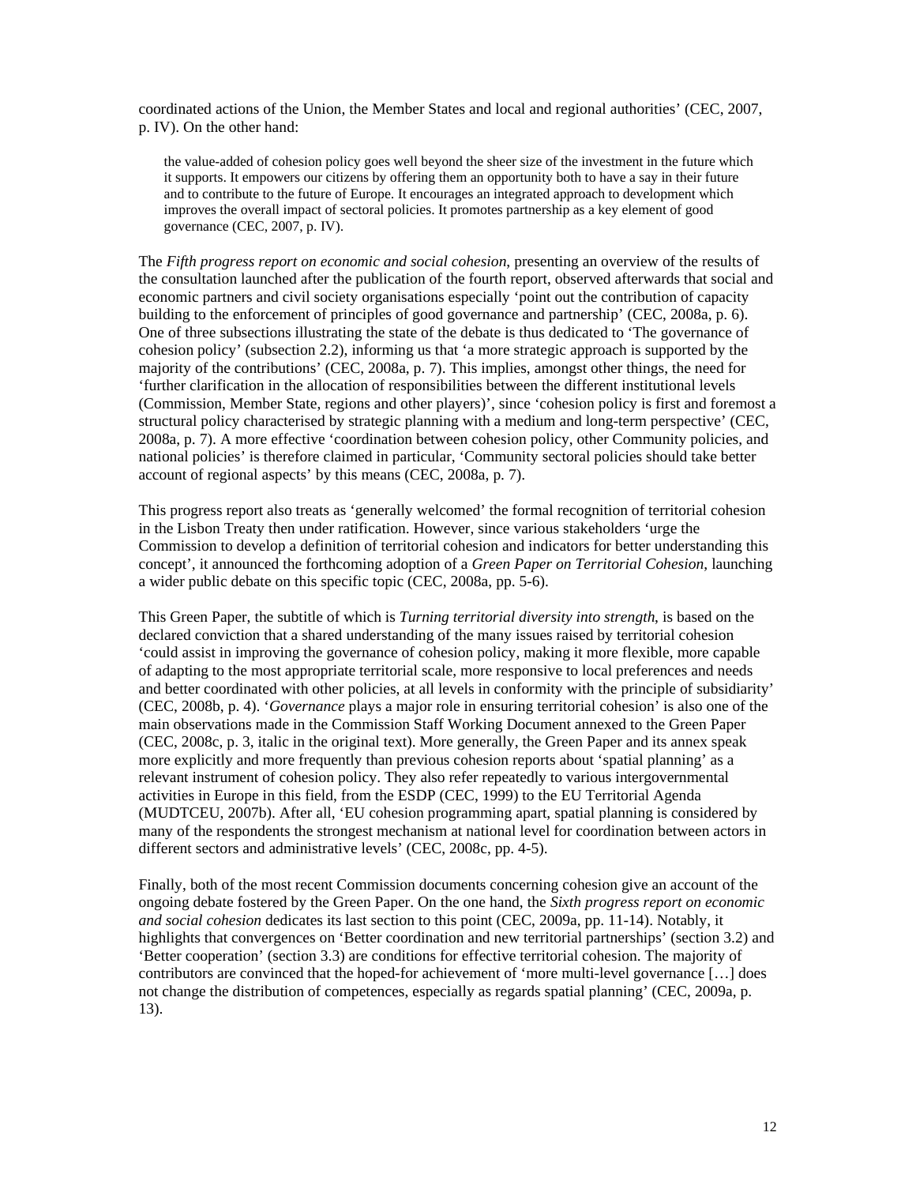coordinated actions of the Union, the Member States and local and regional authorities' (CEC, 2007, p. IV). On the other hand:

> the value-added of cohesion policy goes well beyond the sheer size of the investment in the future which it supports. It empowers our citizens by offering them an opportunity both to have a say in their future and to contribute to the future of Europe. It encourages an integrated approach to development which improves the overall impact of sectoral policies. It promotes partnership as a key element of good governance (CEC, 2007, p. IV).

The *Fifth progress report on economic and social cohesion*, presenting an overview of the results of the consultation launched after the publication of the fourth report, observed afterwards that social and economic partners and civil society organisations especially 'point out the contribution of capacity building to the enforcement of principles of good governance and partnership' (CEC, 2008a, p. 6). One of three subsections illustrating the state of the debate is thus dedicated to 'The governance of cohesion policy' (subsection 2.2), informing us that 'a more strategic approach is supported by the majority of the contributions' (CEC, 2008a, p. 7). This implies, amongst other things, the need for 'further clarification in the allocation of responsibilities between the different institutional levels (Commission, Member State, regions and other players)', since 'cohesion policy is first and foremost a structural policy characterised by strategic planning with a medium and long-term perspective' (CEC, 2008a, p. 7). A more effective 'coordination between cohesion policy, other Community policies, and national policies' is therefore claimed in particular, 'Community sectoral policies should take better account of regional aspects' by this means (CEC, 2008a, p. 7).

This progress report also treats as 'generally welcomed' the formal recognition of territorial cohesion in the Lisbon Treaty then under ratification. However, since various stakeholders 'urge the Commission to develop a definition of territorial cohesion and indicators for better understanding this concept', it announced the forthcoming adoption of a *Green Paper on Territorial Cohesion*, launching a wider public debate on this specific topic (CEC, 2008a, pp. 5-6).

This Green Paper, the subtitle of which is *Turning territorial diversity into strength*, is based on the declared conviction that a shared understanding of the many issues raised by territorial cohesion 'could assist in improving the governance of cohesion policy, making it more flexible, more capable of adapting to the most appropriate territorial scale, more responsive to local preferences and needs and better coordinated with other policies, at all levels in conformity with the principle of subsidiarity' (CEC, 2008b, p. 4). '*Governance* plays a major role in ensuring territorial cohesion' is also one of the main observations made in the Commission Staff Working Document annexed to the Green Paper (CEC, 2008c, p. 3, italic in the original text). More generally, the Green Paper and its annex speak more explicitly and more frequently than previous cohesion reports about 'spatial planning' as a relevant instrument of cohesion policy. They also refer repeatedly to various intergovernmental activities in Europe in this field, from the ESDP (CEC, 1999) to the EU Territorial Agenda (MUDTCEU, 2007b). After all, 'EU cohesion programming apart, spatial planning is considered by many of the respondents the strongest mechanism at national level for coordination between actors in different sectors and administrative levels' (CEC, 2008c, pp. 4-5).

Finally, both of the most recent Commission documents concerning cohesion give an account of the ongoing debate fostered by the Green Paper. On the one hand, the *Sixth progress report on economic and social cohesion* dedicates its last section to this point (CEC, 2009a, pp. 11-14). Notably, it highlights that convergences on 'Better coordination and new territorial partnerships' (section 3.2) and 'Better cooperation' (section 3.3) are conditions for effective territorial cohesion. The majority of contributors are convinced that the hoped-for achievement of 'more multi-level governance […] does not change the distribution of competences, especially as regards spatial planning' (CEC, 2009a, p. 13).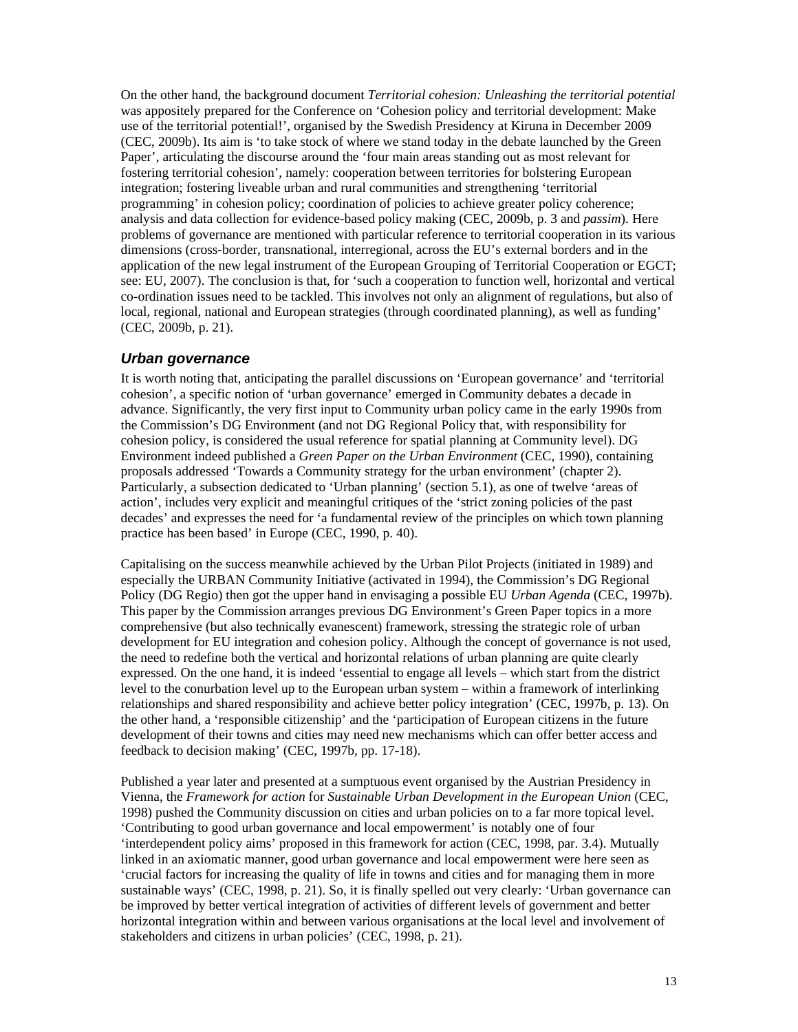On the other hand, the background document *Territorial cohesion: Unleashing the territorial potential* was appositely prepared for the Conference on 'Cohesion policy and territorial development: Make use of the territorial potential!', organised by the Swedish Presidency at Kiruna in December 2009 (CEC, 2009b). Its aim is 'to take stock of where we stand today in the debate launched by the Green Paper', articulating the discourse around the 'four main areas standing out as most relevant for fostering territorial cohesion', namely: cooperation between territories for bolstering European integration; fostering liveable urban and rural communities and strengthening 'territorial programming' in cohesion policy; coordination of policies to achieve greater policy coherence; analysis and data collection for evidence-based policy making (CEC, 2009b, p. 3 and *passim*). Here problems of governance are mentioned with particular reference to territorial cooperation in its various dimensions (cross-border, transnational, interregional, across the EU's external borders and in the application of the new legal instrument of the European Grouping of Territorial Cooperation or EGCT; see: EU, 2007). The conclusion is that, for 'such a cooperation to function well, horizontal and vertical co-ordination issues need to be tackled. This involves not only an alignment of regulations, but also of local, regional, national and European strategies (through coordinated planning), as well as funding' (CEC, 2009b, p. 21).

## *Urban governance*

It is worth noting that, anticipating the parallel discussions on 'European governance' and 'territorial cohesion', a specific notion of 'urban governance' emerged in Community debates a decade in advance. Significantly, the very first input to Community urban policy came in the early 1990s from the Commission's DG Environment (and not DG Regional Policy that, with responsibility for cohesion policy, is considered the usual reference for spatial planning at Community level). DG Environment indeed published a *Green Paper on the Urban Environment* (CEC, 1990), containing proposals addressed 'Towards a Community strategy for the urban environment' (chapter 2). Particularly, a subsection dedicated to 'Urban planning' (section 5.1), as one of twelve 'areas of action', includes very explicit and meaningful critiques of the 'strict zoning policies of the past decades' and expresses the need for 'a fundamental review of the principles on which town planning practice has been based' in Europe (CEC, 1990, p. 40).

Capitalising on the success meanwhile achieved by the Urban Pilot Projects (initiated in 1989) and especially the URBAN Community Initiative (activated in 1994), the Commission's DG Regional Policy (DG Regio) then got the upper hand in envisaging a possible EU *Urban Agenda* (CEC, 1997b). This paper by the Commission arranges previous DG Environment's Green Paper topics in a more comprehensive (but also technically evanescent) framework, stressing the strategic role of urban development for EU integration and cohesion policy. Although the concept of governance is not used, the need to redefine both the vertical and horizontal relations of urban planning are quite clearly expressed. On the one hand, it is indeed 'essential to engage all levels – which start from the district level to the conurbation level up to the European urban system – within a framework of interlinking relationships and shared responsibility and achieve better policy integration' (CEC, 1997b, p. 13). On the other hand, a 'responsible citizenship' and the 'participation of European citizens in the future development of their towns and cities may need new mechanisms which can offer better access and feedback to decision making' (CEC, 1997b, pp. 17-18).

Published a year later and presented at a sumptuous event organised by the Austrian Presidency in Vienna, the *Framework for action* for *Sustainable Urban Development in the European Union* (CEC, 1998) pushed the Community discussion on cities and urban policies on to a far more topical level. 'Contributing to good urban governance and local empowerment' is notably one of four 'interdependent policy aims' proposed in this framework for action (CEC, 1998, par. 3.4). Mutually linked in an axiomatic manner, good urban governance and local empowerment were here seen as 'crucial factors for increasing the quality of life in towns and cities and for managing them in more sustainable ways' (CEC, 1998, p. 21). So, it is finally spelled out very clearly: 'Urban governance can be improved by better vertical integration of activities of different levels of government and better horizontal integration within and between various organisations at the local level and involvement of stakeholders and citizens in urban policies' (CEC, 1998, p. 21).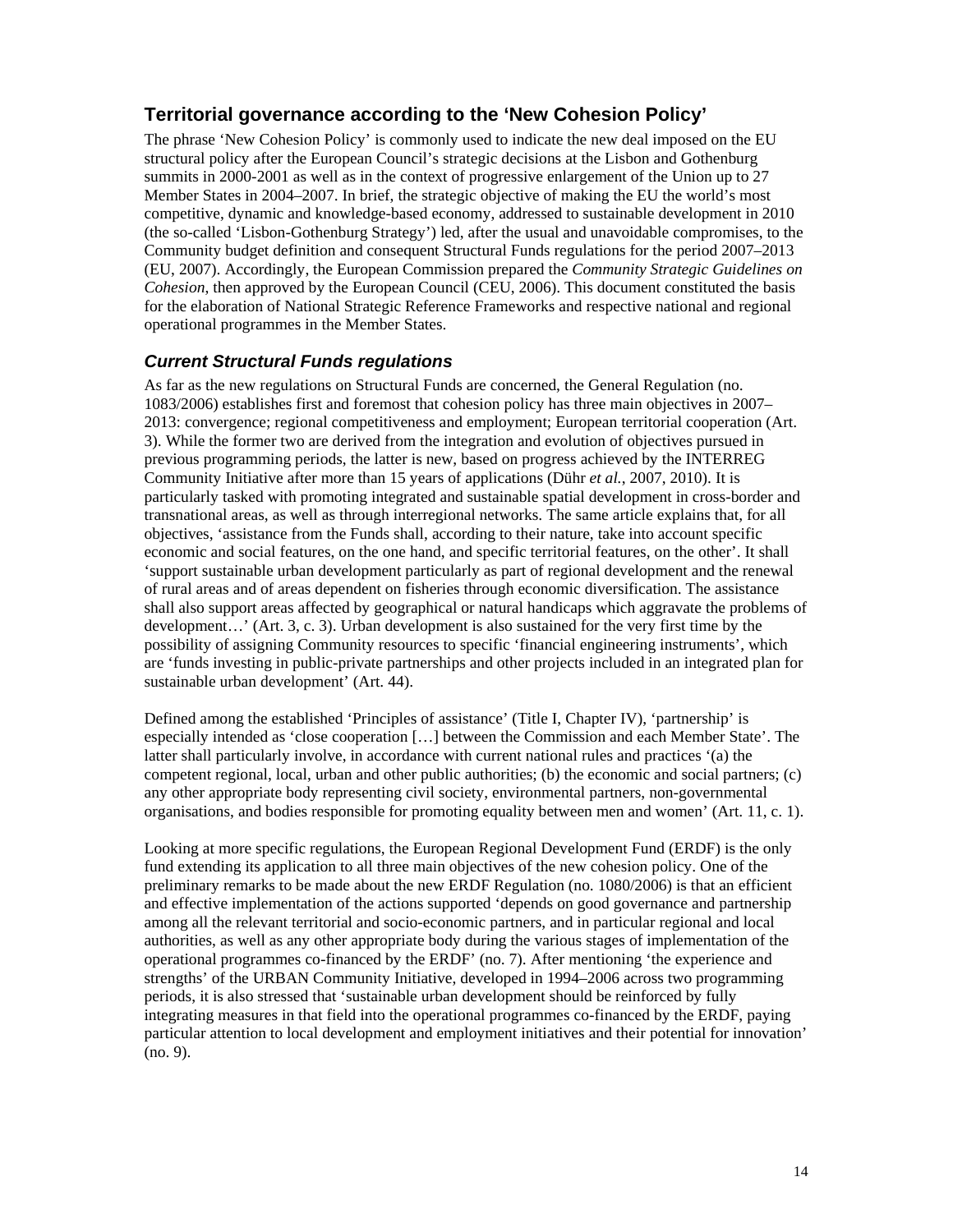## Territorial governance according to the 'New Cohesion Policy'

The phrase 'New Cohesion Policy' is commonly used to indicate the new deal imposed on the EU structural policy after the European Council's strategic decisions at the Lisbon and Gothenburg summits in 2000-2001 as well as in the context of progressive enlargement of the Union up to 27 Member States in 2004–2007. In brief, the strategic objective of making the EU the world's most competitive, dynamic and knowledge-based economy, addressed to sustainable development in 2010 (the so-called 'Lisbon-Gothenburg Strategy') led, after the usual and unavoidable compromises, to the Community budget definition and consequent Structural Funds regulations for the period 2007–2013 (EU, 2007). Accordingly, the European Commission prepared the *Community Strategic Guidelines on Cohesion*, then approved by the European Council (CEU, 2006). This document constituted the basis for the elaboration of National Strategic Reference Frameworks and respective national and regional operational programmes in the Member States.

### *Current Structural Funds regulations*

As far as the new regulations on Structural Funds are concerned, the General Regulation (no. 1083/2006) establishes first and foremost that cohesion policy has three main objectives in 2007–2013: convergence; regional competitiveness and employment; European territorial cooperation (Art. 3). While the former two are derived from the integration and evolution of objectives pursued in previous programming periods, the latter is new, based on progress achieved by the INTERREG Community Initiative after more than 15 years of applications (Dühr *et al.*, 2007, 2010). It is particularly tasked with promoting integrated and sustainable spatial development in cross-border and transnational areas, as well as through interregional networks. The same article explains that, for all objectives, 'assistance from the Funds shall, according to their nature, take into account specific economic and social features, on the one hand, and specific territorial features, on the other'. It shall 'support sustainable urban development particularly as part of regional development and the renewal of rural areas and of areas dependent on fisheries through economic diversification. The assistance shall also support areas affected by geographical or natural handicaps which aggravate the problems of development…' (Art. 3, c. 3). Urban development is also sustained for the very first time by the possibility of assigning Community resources to specific 'financial engineering instruments', which are 'funds investing in public-private partnerships and other projects included in an integrated plan for sustainable urban development' (Art. 44).

Defined among the established 'Principles of assistance' (Title I, Chapter IV), 'partnership' is especially intended as 'close cooperation […] between the Commission and each Member State'. The latter shall particularly involve, in accordance with current national rules and practices '(a) the competent regional, local, urban and other public authorities; (b) the economic and social partners; (c) any other appropriate body representing civil society, environmental partners, non-governmental organisations, and bodies responsible for promoting equality between men and women' (Art. 11, c. 1).

Looking at more specific regulations, the European Regional Development Fund (ERDF) is the only fund extending its application to all three main objectives of the new cohesion policy. One of the preliminary remarks to be made about the new ERDF Regulation (no. 1080/2006) is that an efficient and effective implementation of the actions supported 'depends on good governance and partnership among all the relevant territorial and socio-economic partners, and in particular regional and local authorities, as well as any other appropriate body during the various stages of implementation of the operational programmes co-financed by the ERDF' (no. 7). After mentioning 'the experience and strengths' of the URBAN Community Initiative, developed in 1994–2006 across two programming periods, it is also stressed that 'sustainable urban development should be reinforced by fully integrating measures in that field into the operational programmes co-financed by the ERDF, paying particular attention to local development and employment initiatives and their potential for innovation' (no. 9).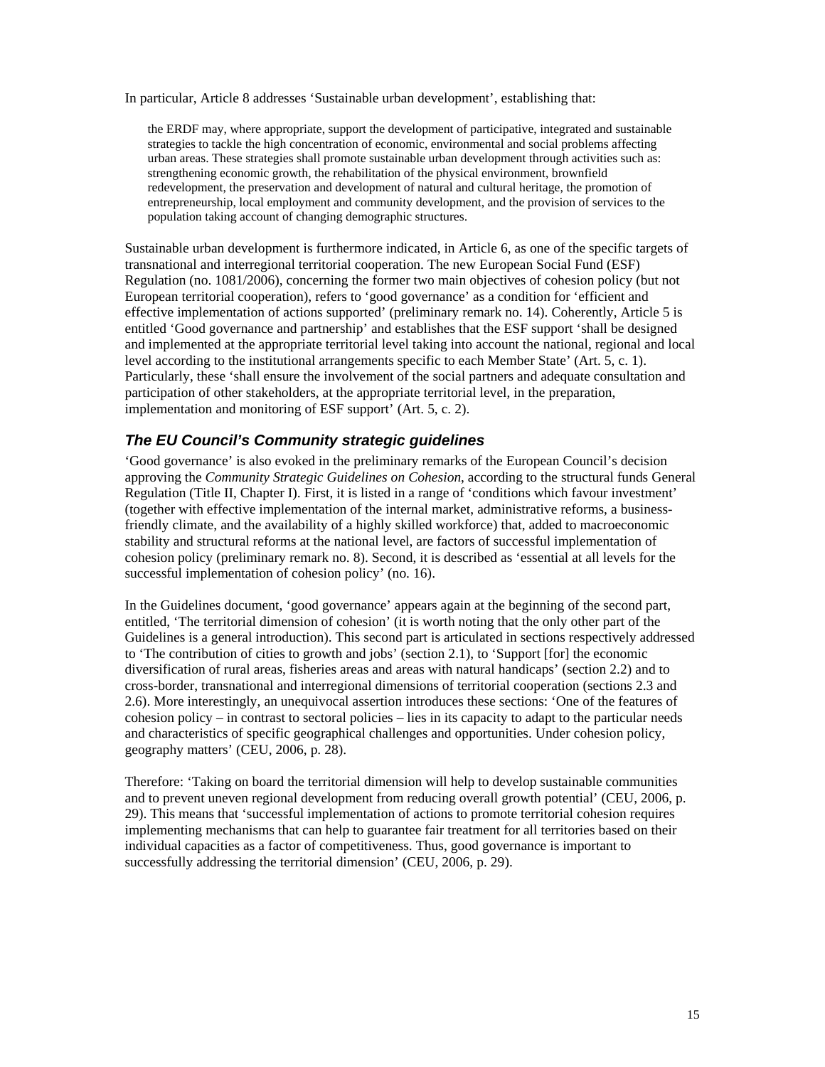In particular, Article 8 addresses 'Sustainable urban development', establishing that:

> the ERDF may, where appropriate, support the development of participative, integrated and sustainable strategies to tackle the high concentration of economic, environmental and social problems affecting urban areas. These strategies shall promote sustainable urban development through activities such as: strengthening economic growth, the rehabilitation of the physical environment, brownfield redevelopment, the preservation and development of natural and cultural heritage, the promotion of entrepreneurship, local employment and community development, and the provision of services to the population taking account of changing demographic structures.

Sustainable urban development is furthermore indicated, in Article 6, as one of the specific targets of transnational and interregional territorial cooperation. The new European Social Fund (ESF) Regulation (no. 1081/2006), concerning the former two main objectives of cohesion policy (but not European territorial cooperation), refers to 'good governance' as a condition for 'efficient and effective implementation of actions supported' (preliminary remark no. 14). Coherently, Article 5 is entitled 'Good governance and partnership' and establishes that the ESF support 'shall be designed and implemented at the appropriate territorial level taking into account the national, regional and local level according to the institutional arrangements specific to each Member State' (Art. 5, c. 1). Particularly, these 'shall ensure the involvement of the social partners and adequate consultation and participation of other stakeholders, at the appropriate territorial level, in the preparation, implementation and monitoring of ESF support' (Art. 5, c. 2).

## *The EU Council's Community strategic guidelines*

'Good governance' is also evoked in the preliminary remarks of the European Council's decision approving the *Community Strategic Guidelines on Cohesion*, according to the structural funds General Regulation (Title II, Chapter I). First, it is listed in a range of 'conditions which favour investment' (together with effective implementation of the internal market, administrative reforms, a business-friendly climate, and the availability of a highly skilled workforce) that, added to macroeconomic stability and structural reforms at the national level, are factors of successful implementation of cohesion policy (preliminary remark no. 8). Second, it is described as 'essential at all levels for the successful implementation of cohesion policy' (no. 16).

In the Guidelines document, 'good governance' appears again at the beginning of the second part, entitled, 'The territorial dimension of cohesion' (it is worth noting that the only other part of the Guidelines is a general introduction). This second part is articulated in sections respectively addressed to 'The contribution of cities to growth and jobs' (section 2.1), to 'Support [for] the economic diversification of rural areas, fisheries areas and areas with natural handicaps' (section 2.2) and to cross-border, transnational and interregional dimensions of territorial cooperation (sections 2.3 and 2.6). More interestingly, an unequivocal assertion introduces these sections: 'One of the features of cohesion policy – in contrast to sectoral policies – lies in its capacity to adapt to the particular needs and characteristics of specific geographical challenges and opportunities. Under cohesion policy, geography matters' (CEU, 2006, p. 28).

Therefore: 'Taking on board the territorial dimension will help to develop sustainable communities and to prevent uneven regional development from reducing overall growth potential' (CEU, 2006, p. 29). This means that 'successful implementation of actions to promote territorial cohesion requires implementing mechanisms that can help to guarantee fair treatment for all territories based on their individual capacities as a factor of competitiveness. Thus, good governance is important to successfully addressing the territorial dimension' (CEU, 2006, p. 29).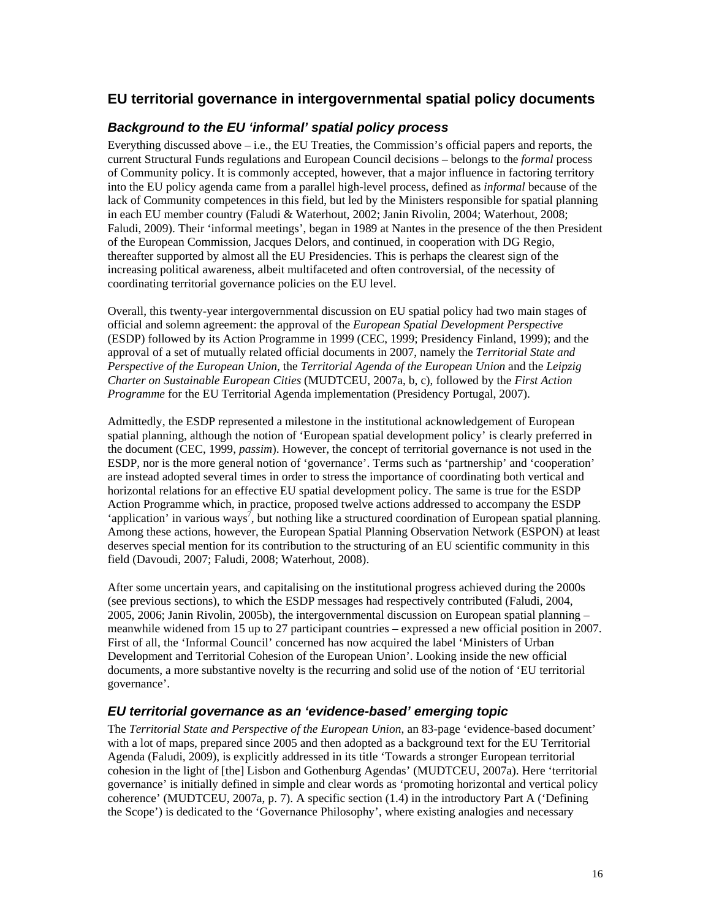## EU territorial governance in intergovernmental spatial policy documents

### *Background to the EU 'informal' spatial policy process*

Everything discussed above – i.e., the EU Treaties, the Commission's official papers and reports, the current Structural Funds regulations and European Council decisions – belongs to the *formal* process of Community policy. It is commonly accepted, however, that a major influence in factoring territory into the EU policy agenda came from a parallel high-level process, defined as *informal* because of the lack of Community competences in this field, but led by the Ministers responsible for spatial planning in each EU member country (Faludi & Waterhout, 2002; Janin Rivolin, 2004; Waterhout, 2008; Faludi, 2009). Their 'informal meetings', began in 1989 at Nantes in the presence of the then President of the European Commission, Jacques Delors, and continued, in cooperation with DG Regio, thereafter supported by almost all the EU Presidencies. This is perhaps the clearest sign of the increasing political awareness, albeit multifaceted and often controversial, of the necessity of coordinating territorial governance policies on the EU level.

Overall, this twenty-year intergovernmental discussion on EU spatial policy had two main stages of official and solemn agreement: the approval of the *European Spatial Development Perspective* (ESDP) followed by its Action Programme in 1999 (CEC, 1999; Presidency Finland, 1999); and the approval of a set of mutually related official documents in 2007, namely the *Territorial State and Perspective of the European Union*, the *Territorial Agenda of the European Union* and the *Leipzig Charter on Sustainable European Cities* (MUDTCEU, 2007a, b, c), followed by the *First Action Programme* for the EU Territorial Agenda implementation (Presidency Portugal, 2007).

Admittedly, the ESDP represented a milestone in the institutional acknowledgement of European spatial planning, although the notion of 'European spatial development policy' is clearly preferred in the document (CEC, 1999, *passim*). However, the concept of territorial governance is not used in the ESDP, nor is the more general notion of 'governance'. Terms such as 'partnership' and 'cooperation' are instead adopted several times in order to stress the importance of coordinating both vertical and horizontal relations for an effective EU spatial development policy. The same is true for the ESDP Action Programme which, in practice, proposed twelve actions addressed to accompany the ESDP 'application' in various ways[7], but nothing like a structured coordination of European spatial planning. Among these actions, however, the European Spatial Planning Observation Network (ESPON) at least deserves special mention for its contribution to the structuring of an EU scientific community in this field (Davoudi, 2007; Faludi, 2008; Waterhout, 2008).

After some uncertain years, and capitalising on the institutional progress achieved during the 2000s (see previous sections), to which the ESDP messages had respectively contributed (Faludi, 2004, 2005, 2006; Janin Rivolin, 2005b), the intergovernmental discussion on European spatial planning – meanwhile widened from 15 up to 27 participant countries – expressed a new official position in 2007. First of all, the 'Informal Council' concerned has now acquired the label 'Ministers of Urban Development and Territorial Cohesion of the European Union'. Looking inside the new official documents, a more substantive novelty is the recurring and solid use of the notion of 'EU territorial governance'.

### *EU territorial governance as an 'evidence-based' emerging topic*

The *Territorial State and Perspective of the European Union*, an 83-page 'evidence-based document' with a lot of maps, prepared since 2005 and then adopted as a background text for the EU Territorial Agenda (Faludi, 2009), is explicitly addressed in its title 'Towards a stronger European territorial cohesion in the light of [the] Lisbon and Gothenburg Agendas' (MUDTCEU, 2007a). Here 'territorial governance' is initially defined in simple and clear words as 'promoting horizontal and vertical policy coherence' (MUDTCEU, 2007a, p. 7). A specific section (1.4) in the introductory Part A ('Defining the Scope') is dedicated to the 'Governance Philosophy', where existing analogies and necessary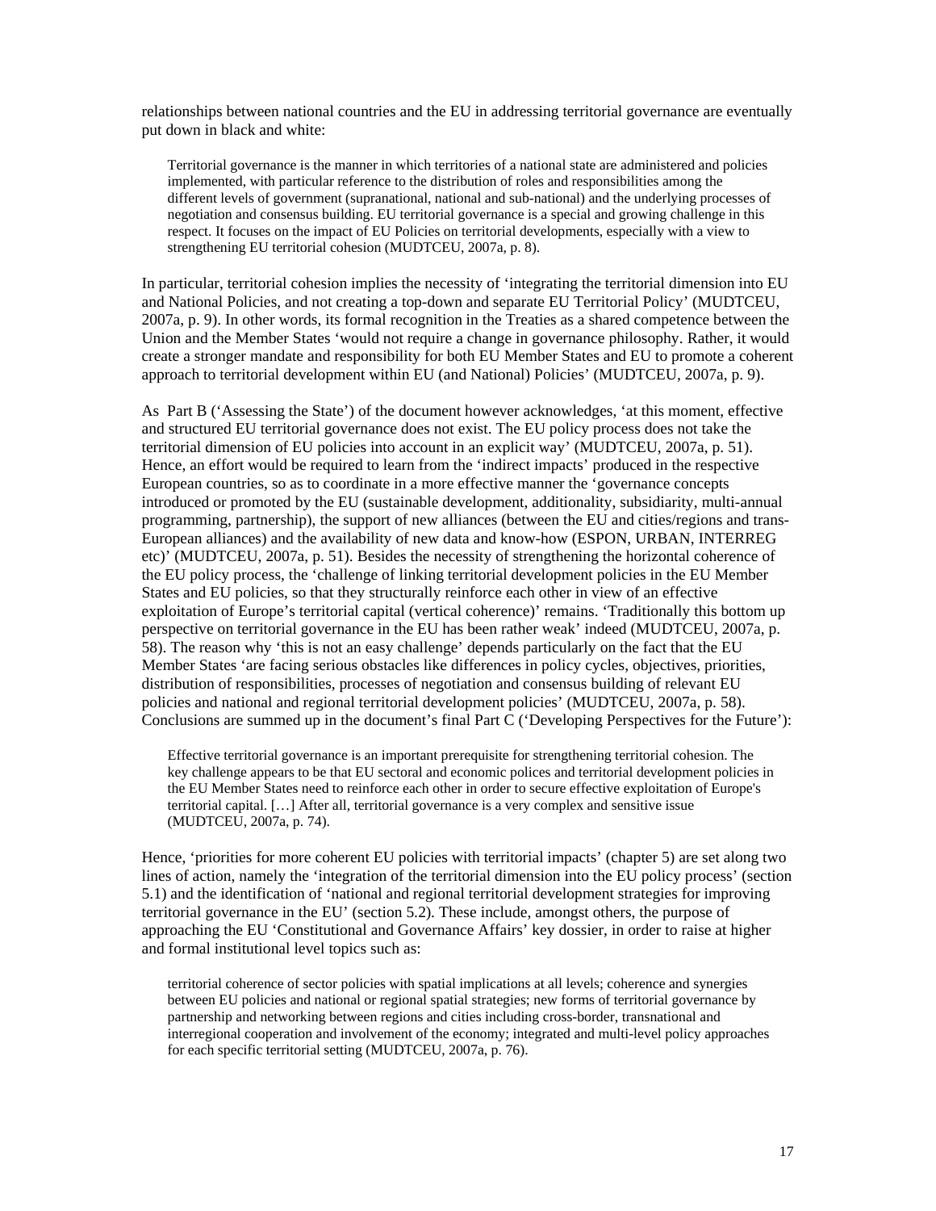relationships between national countries and the EU in addressing territorial governance are eventually put down in black and white:

> Territorial governance is the manner in which territories of a national state are administered and policies implemented, with particular reference to the distribution of roles and responsibilities among the different levels of government (supranational, national and sub-national) and the underlying processes of negotiation and consensus building. EU territorial governance is a special and growing challenge in this respect. It focuses on the impact of EU Policies on territorial developments, especially with a view to strengthening EU territorial cohesion (MUDTCEU, 2007a, p. 8).

In particular, territorial cohesion implies the necessity of 'integrating the territorial dimension into EU and National Policies, and not creating a top-down and separate EU Territorial Policy' (MUDTCEU, 2007a, p. 9). In other words, its formal recognition in the Treaties as a shared competence between the Union and the Member States 'would not require a change in governance philosophy. Rather, it would create a stronger mandate and responsibility for both EU Member States and EU to promote a coherent approach to territorial development within EU (and National) Policies' (MUDTCEU, 2007a, p. 9).

As Part B ('Assessing the State') of the document however acknowledges, 'at this moment, effective and structured EU territorial governance does not exist. The EU policy process does not take the territorial dimension of EU policies into account in an explicit way' (MUDTCEU, 2007a, p. 51). Hence, an effort would be required to learn from the 'indirect impacts' produced in the respective European countries, so as to coordinate in a more effective manner the 'governance concepts introduced or promoted by the EU (sustainable development, additionality, subsidiarity, multi-annual programming, partnership), the support of new alliances (between the EU and cities/regions and trans-European alliances) and the availability of new data and know-how (ESPON, URBAN, INTERREG etc)' (MUDTCEU, 2007a, p. 51). Besides the necessity of strengthening the horizontal coherence of the EU policy process, the 'challenge of linking territorial development policies in the EU Member States and EU policies, so that they structurally reinforce each other in view of an effective exploitation of Europe's territorial capital (vertical coherence)' remains. 'Traditionally this bottom up perspective on territorial governance in the EU has been rather weak' indeed (MUDTCEU, 2007a, p. 58). The reason why 'this is not an easy challenge' depends particularly on the fact that the EU Member States 'are facing serious obstacles like differences in policy cycles, objectives, priorities, distribution of responsibilities, processes of negotiation and consensus building of relevant EU policies and national and regional territorial development policies' (MUDTCEU, 2007a, p. 58). Conclusions are summed up in the document's final Part C ('Developing Perspectives for the Future'):

> Effective territorial governance is an important prerequisite for strengthening territorial cohesion. The key challenge appears to be that EU sectoral and economic polices and territorial development policies in the EU Member States need to reinforce each other in order to secure effective exploitation of Europe's territorial capital. […] After all, territorial governance is a very complex and sensitive issue (MUDTCEU, 2007a, p. 74).

Hence, 'priorities for more coherent EU policies with territorial impacts' (chapter 5) are set along two lines of action, namely the 'integration of the territorial dimension into the EU policy process' (section 5.1) and the identification of 'national and regional territorial development strategies for improving territorial governance in the EU' (section 5.2). These include, amongst others, the purpose of approaching the EU 'Constitutional and Governance Affairs' key dossier, in order to raise at higher and formal institutional level topics such as:

> territorial coherence of sector policies with spatial implications at all levels; coherence and synergies between EU policies and national or regional spatial strategies; new forms of territorial governance by partnership and networking between regions and cities including cross-border, transnational and interregional cooperation and involvement of the economy; integrated and multi-level policy approaches for each specific territorial setting (MUDTCEU, 2007a, p. 76).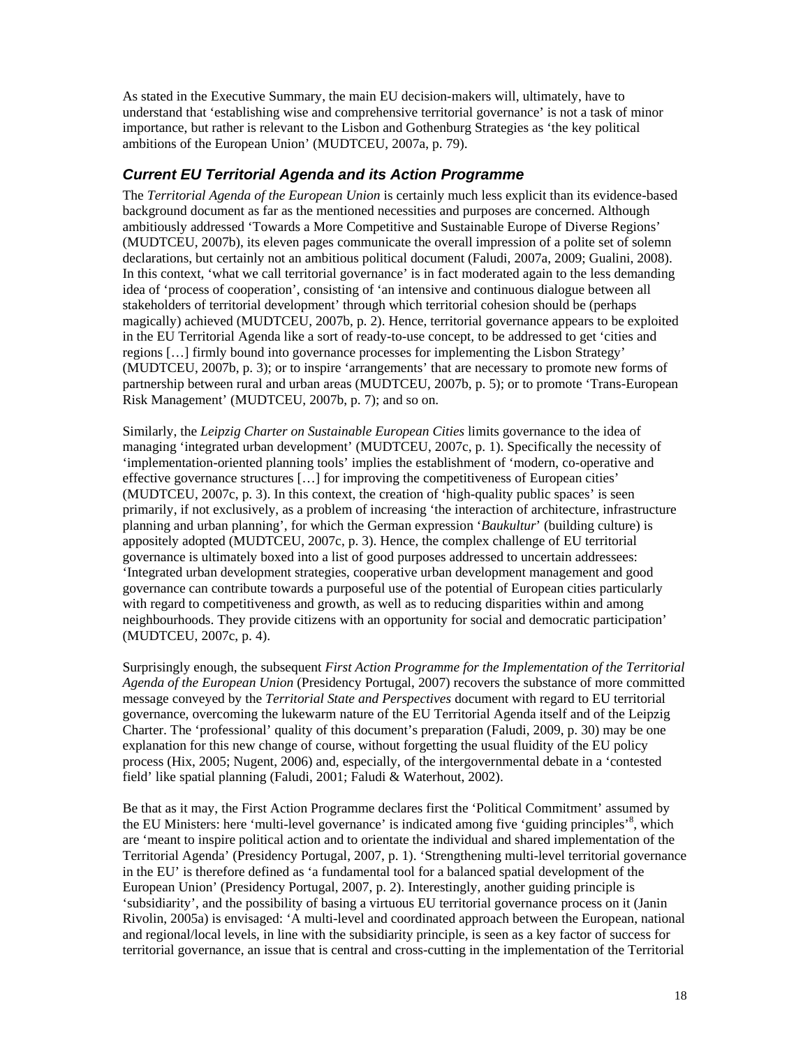As stated in the Executive Summary, the main EU decision-makers will, ultimately, have to understand that 'establishing wise and comprehensive territorial governance' is not a task of minor importance, but rather is relevant to the Lisbon and Gothenburg Strategies as 'the key political ambitions of the European Union' (MUDTCEU, 2007a, p. 79).

## *Current EU Territorial Agenda and its Action Programme*

The *Territorial Agenda of the European Union* is certainly much less explicit than its evidence-based background document as far as the mentioned necessities and purposes are concerned. Although ambitiously addressed 'Towards a More Competitive and Sustainable Europe of Diverse Regions' (MUDTCEU, 2007b), its eleven pages communicate the overall impression of a polite set of solemn declarations, but certainly not an ambitious political document (Faludi, 2007a, 2009; Gualini, 2008). In this context, 'what we call territorial governance' is in fact moderated again to the less demanding idea of 'process of cooperation', consisting of 'an intensive and continuous dialogue between all stakeholders of territorial development' through which territorial cohesion should be (perhaps magically) achieved (MUDTCEU, 2007b, p. 2). Hence, territorial governance appears to be exploited in the EU Territorial Agenda like a sort of ready-to-use concept, to be addressed to get 'cities and regions […] firmly bound into governance processes for implementing the Lisbon Strategy' (MUDTCEU, 2007b, p. 3); or to inspire 'arrangements' that are necessary to promote new forms of partnership between rural and urban areas (MUDTCEU, 2007b, p. 5); or to promote 'Trans-European Risk Management' (MUDTCEU, 2007b, p. 7); and so on.

Similarly, the *Leipzig Charter on Sustainable European Cities* limits governance to the idea of managing 'integrated urban development' (MUDTCEU, 2007c, p. 1). Specifically the necessity of 'implementation-oriented planning tools' implies the establishment of 'modern, co-operative and effective governance structures […] for improving the competitiveness of European cities' (MUDTCEU, 2007c, p. 3). In this context, the creation of 'high-quality public spaces' is seen primarily, if not exclusively, as a problem of increasing 'the interaction of architecture, infrastructure planning and urban planning', for which the German expression '*Baukultur*' (building culture) is appositely adopted (MUDTCEU, 2007c, p. 3). Hence, the complex challenge of EU territorial governance is ultimately boxed into a list of good purposes addressed to uncertain addressees: 'Integrated urban development strategies, cooperative urban development management and good governance can contribute towards a purposeful use of the potential of European cities particularly with regard to competitiveness and growth, as well as to reducing disparities within and among neighbourhoods. They provide citizens with an opportunity for social and democratic participation' (MUDTCEU, 2007c, p. 4).

Surprisingly enough, the subsequent *First Action Programme for the Implementation of the Territorial Agenda of the European Union* (Presidency Portugal, 2007) recovers the substance of more committed message conveyed by the *Territorial State and Perspectives* document with regard to EU territorial governance, overcoming the lukewarm nature of the EU Territorial Agenda itself and of the Leipzig Charter. The 'professional' quality of this document's preparation (Faludi, 2009, p. 30) may be one explanation for this new change of course, without forgetting the usual fluidity of the EU policy process (Hix, 2005; Nugent, 2006) and, especially, of the intergovernmental debate in a 'contested field' like spatial planning (Faludi, 2001; Faludi & Waterhout, 2002).

Be that as it may, the First Action Programme declares first the 'Political Commitment' assumed by the EU Ministers: here 'multi-level governance' is indicated among five 'guiding principles'[8], which are 'meant to inspire political action and to orientate the individual and shared implementation of the Territorial Agenda' (Presidency Portugal, 2007, p. 1). 'Strengthening multi-level territorial governance in the EU' is therefore defined as 'a fundamental tool for a balanced spatial development of the European Union' (Presidency Portugal, 2007, p. 2). Interestingly, another guiding principle is 'subsidiarity', and the possibility of basing a virtuous EU territorial governance process on it (Janin Rivolin, 2005a) is envisaged: 'A multi-level and coordinated approach between the European, national and regional/local levels, in line with the subsidiarity principle, is seen as a key factor of success for territorial governance, an issue that is central and cross-cutting in the implementation of the Territorial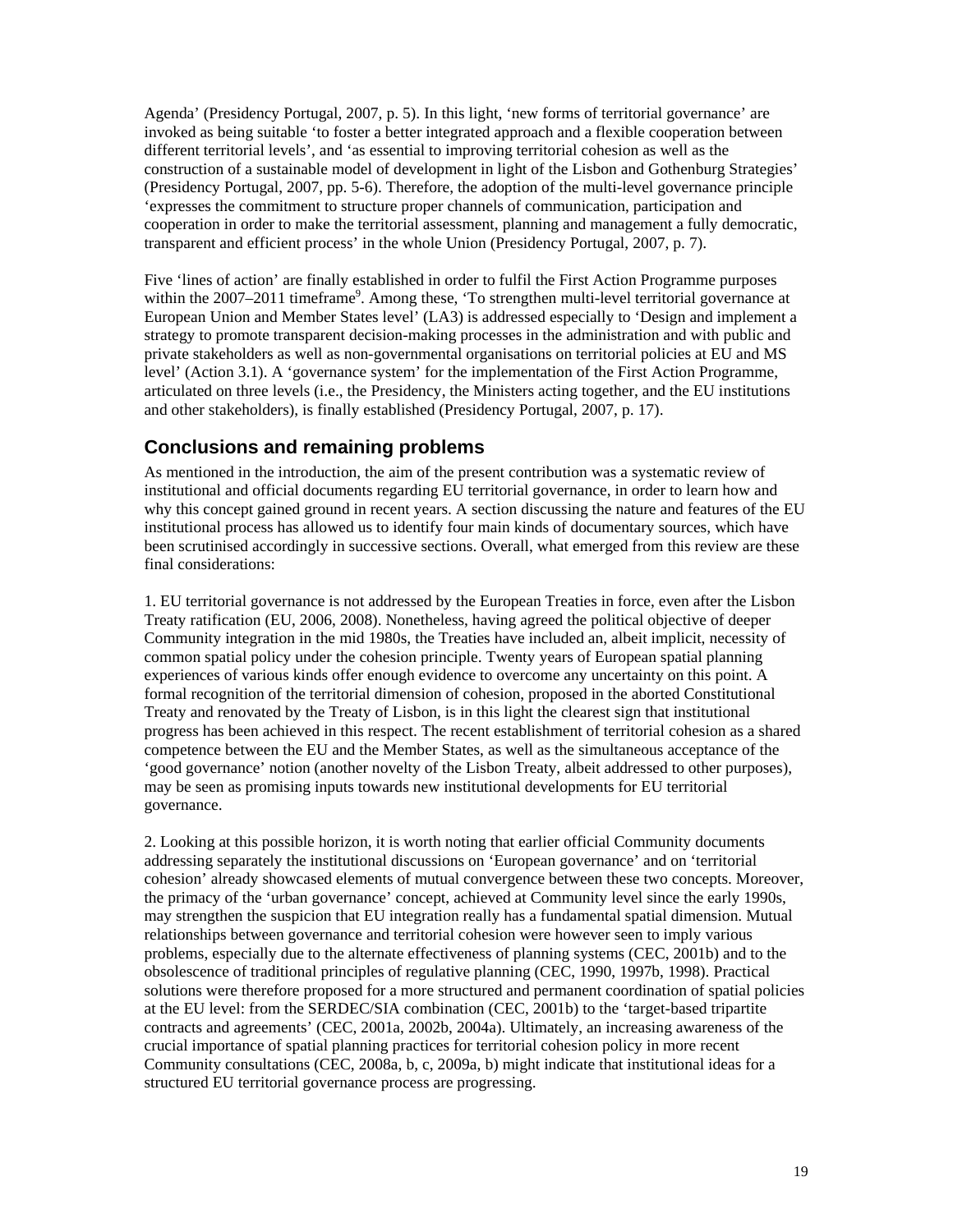Agenda' (Presidency Portugal, 2007, p. 5). In this light, 'new forms of territorial governance' are invoked as being suitable 'to foster a better integrated approach and a flexible cooperation between different territorial levels', and 'as essential to improving territorial cohesion as well as the construction of a sustainable model of development in light of the Lisbon and Gothenburg Strategies' (Presidency Portugal, 2007, pp. 5-6). Therefore, the adoption of the multi-level governance principle 'expresses the commitment to structure proper channels of communication, participation and cooperation in order to make the territorial assessment, planning and management a fully democratic, transparent and efficient process' in the whole Union (Presidency Portugal, 2007, p. 7).

Five 'lines of action' are finally established in order to fulfil the First Action Programme purposes within the 2007–2011 timeframe[9]. Among these, 'To strengthen multi-level territorial governance at European Union and Member States level' (LA3) is addressed especially to 'Design and implement a strategy to promote transparent decision-making processes in the administration and with public and private stakeholders as well as non-governmental organisations on territorial policies at EU and MS level' (Action 3.1). A 'governance system' for the implementation of the First Action Programme, articulated on three levels (i.e., the Presidency, the Ministers acting together, and the EU institutions and other stakeholders), is finally established (Presidency Portugal, 2007, p. 17).

## Conclusions and remaining problems

As mentioned in the introduction, the aim of the present contribution was a systematic review of institutional and official documents regarding EU territorial governance, in order to learn how and why this concept gained ground in recent years. A section discussing the nature and features of the EU institutional process has allowed us to identify four main kinds of documentary sources, which have been scrutinised accordingly in successive sections. Overall, what emerged from this review are these final considerations:

1. EU territorial governance is not addressed by the European Treaties in force, even after the Lisbon Treaty ratification (EU, 2006, 2008). Nonetheless, having agreed the political objective of deeper Community integration in the mid 1980s, the Treaties have included an, albeit implicit, necessity of common spatial policy under the cohesion principle. Twenty years of European spatial planning experiences of various kinds offer enough evidence to overcome any uncertainty on this point. A formal recognition of the territorial dimension of cohesion, proposed in the aborted Constitutional Treaty and renovated by the Treaty of Lisbon, is in this light the clearest sign that institutional progress has been achieved in this respect. The recent establishment of territorial cohesion as a shared competence between the EU and the Member States, as well as the simultaneous acceptance of the 'good governance' notion (another novelty of the Lisbon Treaty, albeit addressed to other purposes), may be seen as promising inputs towards new institutional developments for EU territorial governance.

2. Looking at this possible horizon, it is worth noting that earlier official Community documents addressing separately the institutional discussions on 'European governance' and on 'territorial cohesion' already showcased elements of mutual convergence between these two concepts. Moreover, the primacy of the 'urban governance' concept, achieved at Community level since the early 1990s, may strengthen the suspicion that EU integration really has a fundamental spatial dimension. Mutual relationships between governance and territorial cohesion were however seen to imply various problems, especially due to the alternate effectiveness of planning systems (CEC, 2001b) and to the obsolescence of traditional principles of regulative planning (CEC, 1990, 1997b, 1998). Practical solutions were therefore proposed for a more structured and permanent coordination of spatial policies at the EU level: from the SERDEC/SIA combination (CEC, 2001b) to the 'target-based tripartite contracts and agreements' (CEC, 2001a, 2002b, 2004a). Ultimately, an increasing awareness of the crucial importance of spatial planning practices for territorial cohesion policy in more recent Community consultations (CEC, 2008a, b, c, 2009a, b) might indicate that institutional ideas for a structured EU territorial governance process are progressing.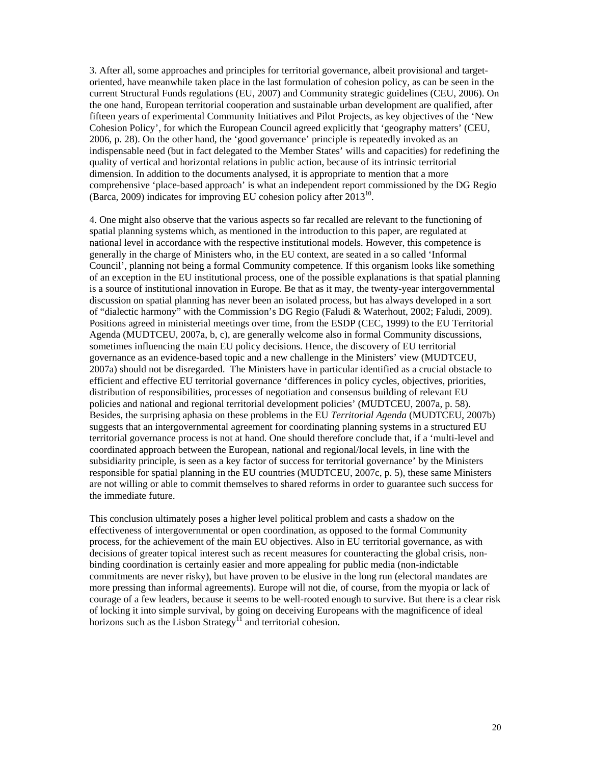3. After all, some approaches and principles for territorial governance, albeit provisional and target-oriented, have meanwhile taken place in the last formulation of cohesion policy, as can be seen in the current Structural Funds regulations (EU, 2007) and Community strategic guidelines (CEU, 2006). On the one hand, European territorial cooperation and sustainable urban development are qualified, after fifteen years of experimental Community Initiatives and Pilot Projects, as key objectives of the 'New Cohesion Policy', for which the European Council agreed explicitly that 'geography matters' (CEU, 2006, p. 28). On the other hand, the 'good governance' principle is repeatedly invoked as an indispensable need (but in fact delegated to the Member States' wills and capacities) for redefining the quality of vertical and horizontal relations in public action, because of its intrinsic territorial dimension. In addition to the documents analysed, it is appropriate to mention that a more comprehensive 'place-based approach' is what an independent report commissioned by the DG Regio (Barca, 2009) indicates for improving EU cohesion policy after 2013[10].

4. One might also observe that the various aspects so far recalled are relevant to the functioning of spatial planning systems which, as mentioned in the introduction to this paper, are regulated at national level in accordance with the respective institutional models. However, this competence is generally in the charge of Ministers who, in the EU context, are seated in a so called 'Informal Council', planning not being a formal Community competence. If this organism looks like something of an exception in the EU institutional process, one of the possible explanations is that spatial planning is a source of institutional innovation in Europe. Be that as it may, the twenty-year intergovernmental discussion on spatial planning has never been an isolated process, but has always developed in a sort of "dialectic harmony" with the Commission's DG Regio (Faludi & Waterhout, 2002; Faludi, 2009). Positions agreed in ministerial meetings over time, from the ESDP (CEC, 1999) to the EU Territorial Agenda (MUDTCEU, 2007a, b, c), are generally welcome also in formal Community discussions, sometimes influencing the main EU policy decisions. Hence, the discovery of EU territorial governance as an evidence-based topic and a new challenge in the Ministers' view (MUDTCEU, 2007a) should not be disregarded. The Ministers have in particular identified as a crucial obstacle to efficient and effective EU territorial governance 'differences in policy cycles, objectives, priorities, distribution of responsibilities, processes of negotiation and consensus building of relevant EU policies and national and regional territorial development policies' (MUDTCEU, 2007a, p. 58). Besides, the surprising aphasia on these problems in the EU *Territorial Agenda* (MUDTCEU, 2007b) suggests that an intergovernmental agreement for coordinating planning systems in a structured EU territorial governance process is not at hand. One should therefore conclude that, if a 'multi-level and coordinated approach between the European, national and regional/local levels, in line with the subsidiarity principle, is seen as a key factor of success for territorial governance' by the Ministers responsible for spatial planning in the EU countries (MUDTCEU, 2007c, p. 5), these same Ministers are not willing or able to commit themselves to shared reforms in order to guarantee such success for the immediate future.

This conclusion ultimately poses a higher level political problem and casts a shadow on the effectiveness of intergovernmental or open coordination, as opposed to the formal Community process, for the achievement of the main EU objectives. Also in EU territorial governance, as with decisions of greater topical interest such as recent measures for counteracting the global crisis, non-binding coordination is certainly easier and more appealing for public media (non-indictable commitments are never risky), but have proven to be elusive in the long run (electoral mandates are more pressing than informal agreements). Europe will not die, of course, from the myopia or lack of courage of a few leaders, because it seems to be well-rooted enough to survive. But there is a clear risk of locking it into simple survival, by going on deceiving Europeans with the magnificence of ideal horizons such as the Lisbon Strategy[11] and territorial cohesion.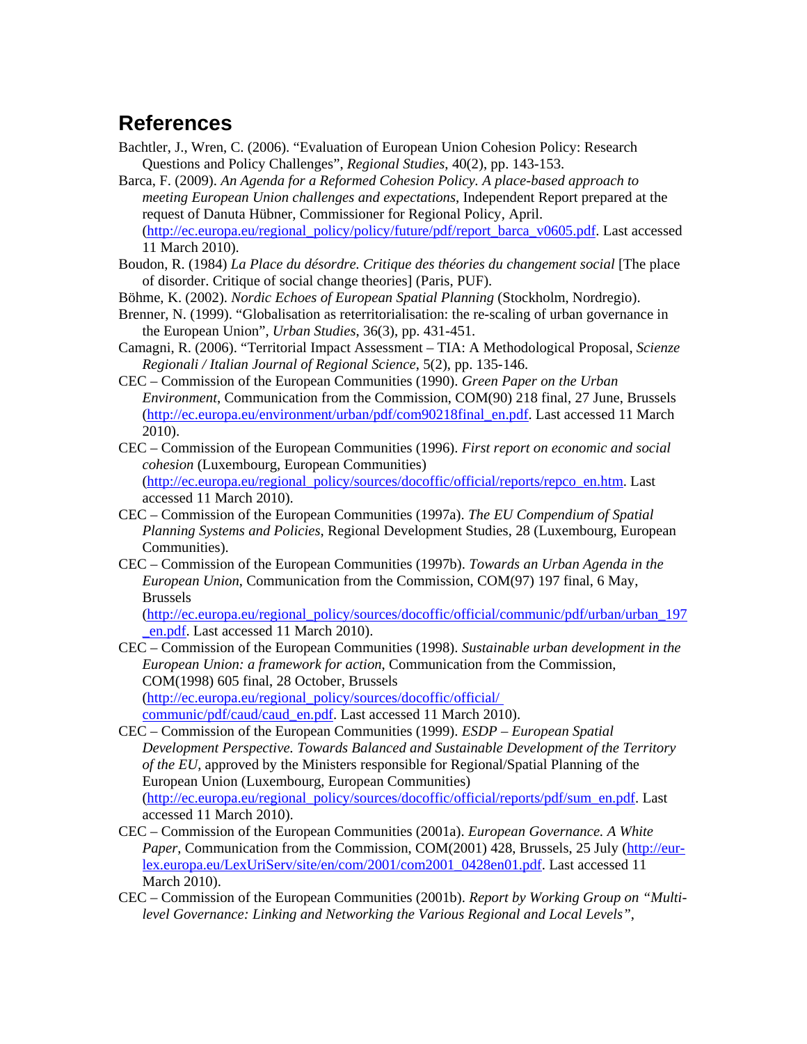## References

Bachtler, J., Wren, C. (2006). "Evaluation of European Union Cohesion Policy: Research Questions and Policy Challenges", *Regional Studies*, 40(2), pp. 143-153.

Barca, F. (2009). *An Agenda for a Reformed Cohesion Policy. A place-based approach to meeting European Union challenges and expectations*, Independent Report prepared at the request of Danuta Hübner, Commissioner for Regional Policy, April. (http://ec.europa.eu/regional_policy/policy/future/pdf/report_barca_v0605.pdf. Last accessed 11 March 2010).

Boudon, R. (1984) *La Place du désordre. Critique des théories du changement social* [The place of disorder. Critique of social change theories] (Paris, PUF).

Böhme, K. (2002). *Nordic Echoes of European Spatial Planning* (Stockholm, Nordregio).

Brenner, N. (1999). "Globalisation as reterritorialisation: the re-scaling of urban governance in the European Union", *Urban Studies*, 36(3), pp. 431-451.

Camagni, R. (2006). "Territorial Impact Assessment – TIA: A Methodological Proposal, *Scienze Regionali / Italian Journal of Regional Science*, 5(2), pp. 135-146.

CEC – Commission of the European Communities (1990). *Green Paper on the Urban Environment*, Communication from the Commission, COM(90) 218 final, 27 June, Brussels (http://ec.europa.eu/environment/urban/pdf/com90218final_en.pdf. Last accessed 11 March 2010).

CEC – Commission of the European Communities (1996). *First report on economic and social cohesion* (Luxembourg, European Communities) (http://ec.europa.eu/regional_policy/sources/docoffic/official/reports/repco_en.htm. Last accessed 11 March 2010).

CEC – Commission of the European Communities (1997a). *The EU Compendium of Spatial Planning Systems and Policies*, Regional Development Studies, 28 (Luxembourg, European Communities).

CEC – Commission of the European Communities (1997b). *Towards an Urban Agenda in the European Union*, Communication from the Commission, COM(97) 197 final, 6 May, Brussels (http://ec.europa.eu/regional_policy/sources/docoffic/official/communic/pdf/urban/urban_197_en.pdf. Last accessed 11 March 2010).

CEC – Commission of the European Communities (1998). *Sustainable urban development in the European Union: a framework for action*, Communication from the Commission, COM(1998) 605 final, 28 October, Brussels (http://ec.europa.eu/regional_policy/sources/docoffic/official/communic/pdf/caud/caud_en.pdf. Last accessed 11 March 2010).

CEC – Commission of the European Communities (1999). *ESDP – European Spatial Development Perspective. Towards Balanced and Sustainable Development of the Territory of the EU*, approved by the Ministers responsible for Regional/Spatial Planning of the European Union (Luxembourg, European Communities) (http://ec.europa.eu/regional_policy/sources/docoffic/official/reports/pdf/sum_en.pdf. Last accessed 11 March 2010).

CEC – Commission of the European Communities (2001a). *European Governance. A White Paper*, Communication from the Commission, COM(2001) 428, Brussels, 25 July (http://eur-lex.europa.eu/LexUriServ/site/en/com/2001/com2001_0428en01.pdf. Last accessed 11 March 2010).

CEC – Commission of the European Communities (2001b). *Report by Working Group on "Multi-level Governance: Linking and Networking the Various Regional and Local Levels"*,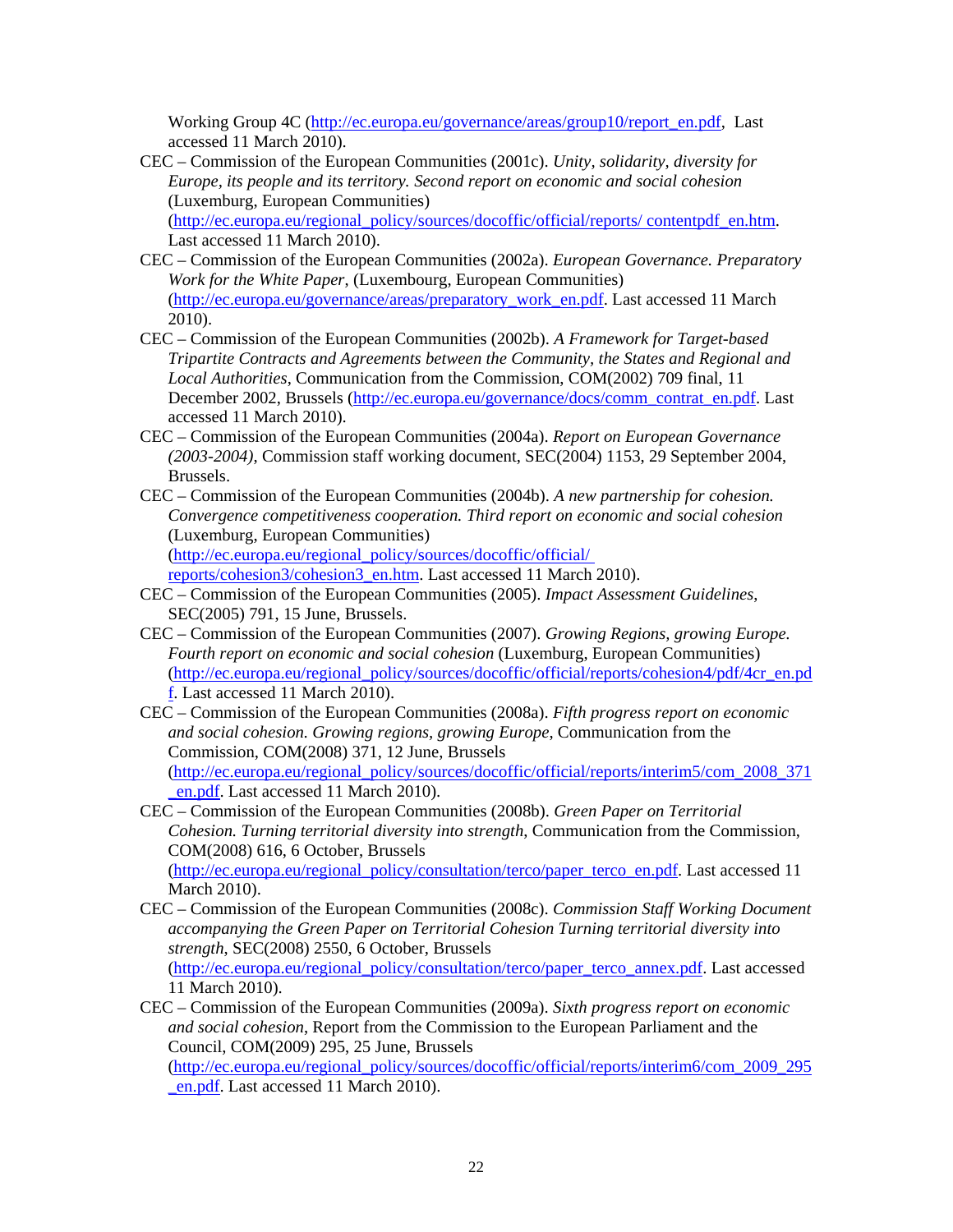Working Group 4C (http://ec.europa.eu/governance/areas/group10/report_en.pdf, Last accessed 11 March 2010).

CEC – Commission of the European Communities (2001c). *Unity, solidarity, diversity for Europe, its people and its territory. Second report on economic and social cohesion* (Luxemburg, European Communities) (http://ec.europa.eu/regional_policy/sources/docoffic/official/reports/ contentpdf_en.htm. Last accessed 11 March 2010).

CEC – Commission of the European Communities (2002a). *European Governance. Preparatory Work for the White Paper*, (Luxembourg, European Communities) (http://ec.europa.eu/governance/areas/preparatory_work_en.pdf. Last accessed 11 March 2010).

CEC – Commission of the European Communities (2002b). *A Framework for Target-based Tripartite Contracts and Agreements between the Community, the States and Regional and Local Authorities*, Communication from the Commission, COM(2002) 709 final, 11 December 2002, Brussels (http://ec.europa.eu/governance/docs/comm_contrat_en.pdf. Last accessed 11 March 2010).

CEC – Commission of the European Communities (2004a). *Report on European Governance (2003-2004)*, Commission staff working document, SEC(2004) 1153, 29 September 2004, Brussels.

CEC – Commission of the European Communities (2004b). *A new partnership for cohesion. Convergence competitiveness cooperation. Third report on economic and social cohesion* (Luxemburg, European Communities) (http://ec.europa.eu/regional_policy/sources/docoffic/official/ reports/cohesion3/cohesion3_en.htm. Last accessed 11 March 2010).

CEC – Commission of the European Communities (2005). *Impact Assessment Guidelines*, SEC(2005) 791, 15 June, Brussels.

CEC – Commission of the European Communities (2007). *Growing Regions, growing Europe. Fourth report on economic and social cohesion* (Luxemburg, European Communities) (http://ec.europa.eu/regional_policy/sources/docoffic/official/reports/cohesion4/pdf/4cr_en.pdf. Last accessed 11 March 2010).

CEC – Commission of the European Communities (2008a). *Fifth progress report on economic and social cohesion. Growing regions, growing Europe*, Communication from the Commission, COM(2008) 371, 12 June, Brussels (http://ec.europa.eu/regional_policy/sources/docoffic/official/reports/interim5/com_2008_371_en.pdf. Last accessed 11 March 2010).

CEC – Commission of the European Communities (2008b). *Green Paper on Territorial Cohesion. Turning territorial diversity into strength*, Communication from the Commission, COM(2008) 616, 6 October, Brussels (http://ec.europa.eu/regional_policy/consultation/terco/paper_terco_en.pdf. Last accessed 11 March 2010).

CEC – Commission of the European Communities (2008c). *Commission Staff Working Document accompanying the Green Paper on Territorial Cohesion Turning territorial diversity into strength*, SEC(2008) 2550, 6 October, Brussels (http://ec.europa.eu/regional_policy/consultation/terco/paper_terco_annex.pdf. Last accessed 11 March 2010).

CEC – Commission of the European Communities (2009a). *Sixth progress report on economic and social cohesion*, Report from the Commission to the European Parliament and the Council, COM(2009) 295, 25 June, Brussels (http://ec.europa.eu/regional_policy/sources/docoffic/official/reports/interim6/com_2009_295_en.pdf. Last accessed 11 March 2010).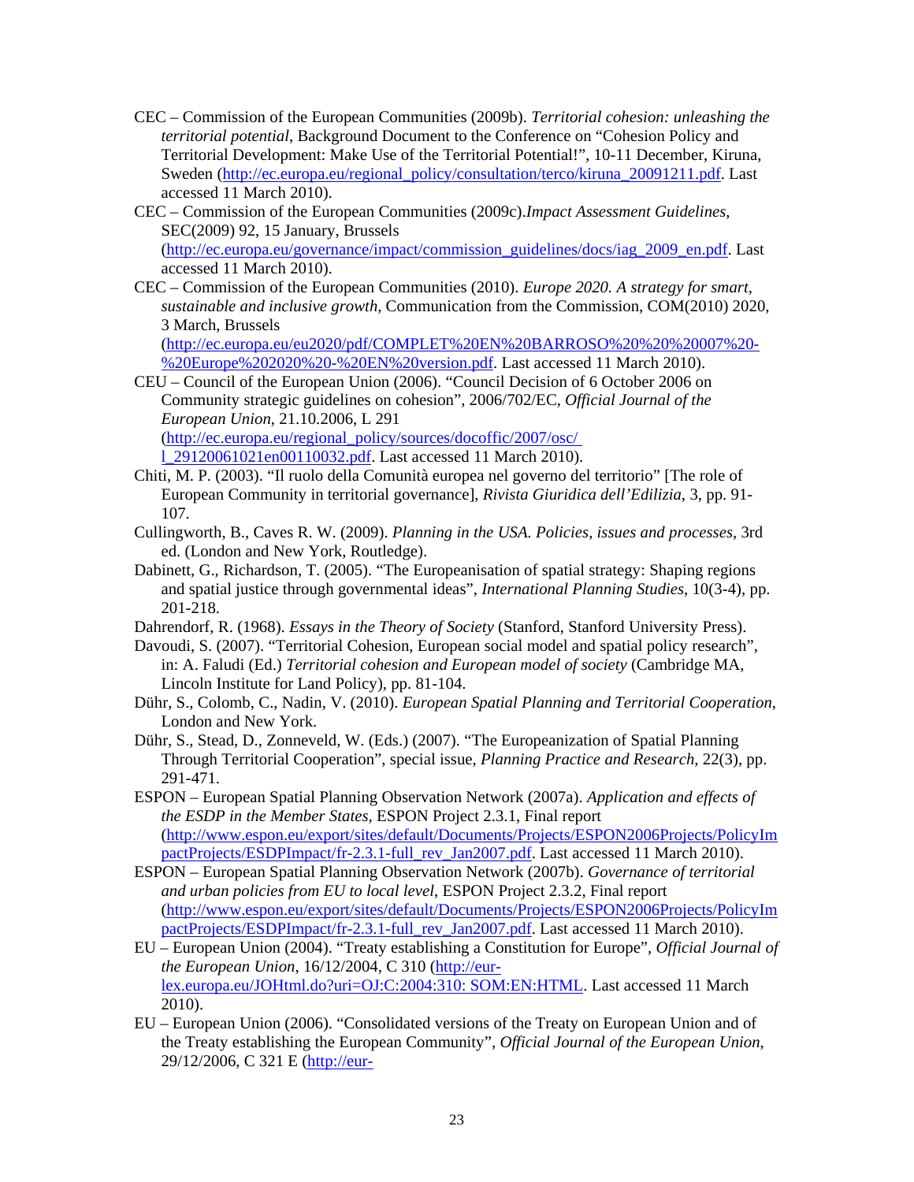CEC – Commission of the European Communities (2009b). *Territorial cohesion: unleashing the territorial potential*, Background Document to the Conference on "Cohesion Policy and Territorial Development: Make Use of the Territorial Potential!", 10-11 December, Kiruna, Sweden (http://ec.europa.eu/regional_policy/consultation/terco/kiruna_20091211.pdf. Last accessed 11 March 2010).

CEC – Commission of the European Communities (2009c).*Impact Assessment Guidelines*, SEC(2009) 92, 15 January, Brussels (http://ec.europa.eu/governance/impact/commission_guidelines/docs/iag_2009_en.pdf. Last accessed 11 March 2010).

CEC – Commission of the European Communities (2010). *Europe 2020. A strategy for smart, sustainable and inclusive growth*, Communication from the Commission, COM(2010) 2020, 3 March, Brussels (http://ec.europa.eu/eu2020/pdf/COMPLET%20EN%20BARROSO%20%20%20007%20-%20Europe%202020%20-%20EN%20version.pdf. Last accessed 11 March 2010).

CEU – Council of the European Union (2006). "Council Decision of 6 October 2006 on Community strategic guidelines on cohesion", 2006/702/EC, *Official Journal of the European Union*, 21.10.2006, L 291 (http://ec.europa.eu/regional_policy/sources/docoffic/2007/osc/l_29120061021en00110032.pdf. Last accessed 11 March 2010).

Chiti, M. P. (2003). "Il ruolo della Comunità europea nel governo del territorio" [The role of European Community in territorial governance], *Rivista Giuridica dell'Edilizia*, 3, pp. 91-107.

Cullingworth, B., Caves R. W. (2009). *Planning in the USA. Policies, issues and processes*, 3rd ed. (London and New York, Routledge).

Dabinett, G., Richardson, T. (2005). "The Europeanisation of spatial strategy: Shaping regions and spatial justice through governmental ideas", *International Planning Studies*, 10(3-4), pp. 201-218.

Dahrendorf, R. (1968). *Essays in the Theory of Society* (Stanford, Stanford University Press).

Davoudi, S. (2007). "Territorial Cohesion, European social model and spatial policy research", in: A. Faludi (Ed.) *Territorial cohesion and European model of society* (Cambridge MA, Lincoln Institute for Land Policy), pp. 81-104.

Dühr, S., Colomb, C., Nadin, V. (2010). *European Spatial Planning and Territorial Cooperation*, London and New York.

Dühr, S., Stead, D., Zonneveld, W. (Eds.) (2007). "The Europeanization of Spatial Planning Through Territorial Cooperation", special issue, *Planning Practice and Research*, 22(3), pp. 291-471.

ESPON – European Spatial Planning Observation Network (2007a). *Application and effects of the ESDP in the Member States*, ESPON Project 2.3.1, Final report (http://www.espon.eu/export/sites/default/Documents/Projects/ESPON2006Projects/PolicyImpactProjects/ESDPImpact/fr-2.3.1-full_rev_Jan2007.pdf. Last accessed 11 March 2010).

ESPON – European Spatial Planning Observation Network (2007b). *Governance of territorial and urban policies from EU to local level*, ESPON Project 2.3.2, Final report (http://www.espon.eu/export/sites/default/Documents/Projects/ESPON2006Projects/PolicyImpactProjects/ESDPImpact/fr-2.3.1-full_rev_Jan2007.pdf. Last accessed 11 March 2010).

EU – European Union (2004). "Treaty establishing a Constitution for Europe", *Official Journal of the European Union*, 16/12/2004, C 310 (http://eur-lex.europa.eu/JOHtml.do?uri=OJ:C:2004:310: SOM:EN:HTML. Last accessed 11 March 2010).

EU – European Union (2006). "Consolidated versions of the Treaty on European Union and of the Treaty establishing the European Community", *Official Journal of the European Union*, 29/12/2006, C 321 E (http://eur-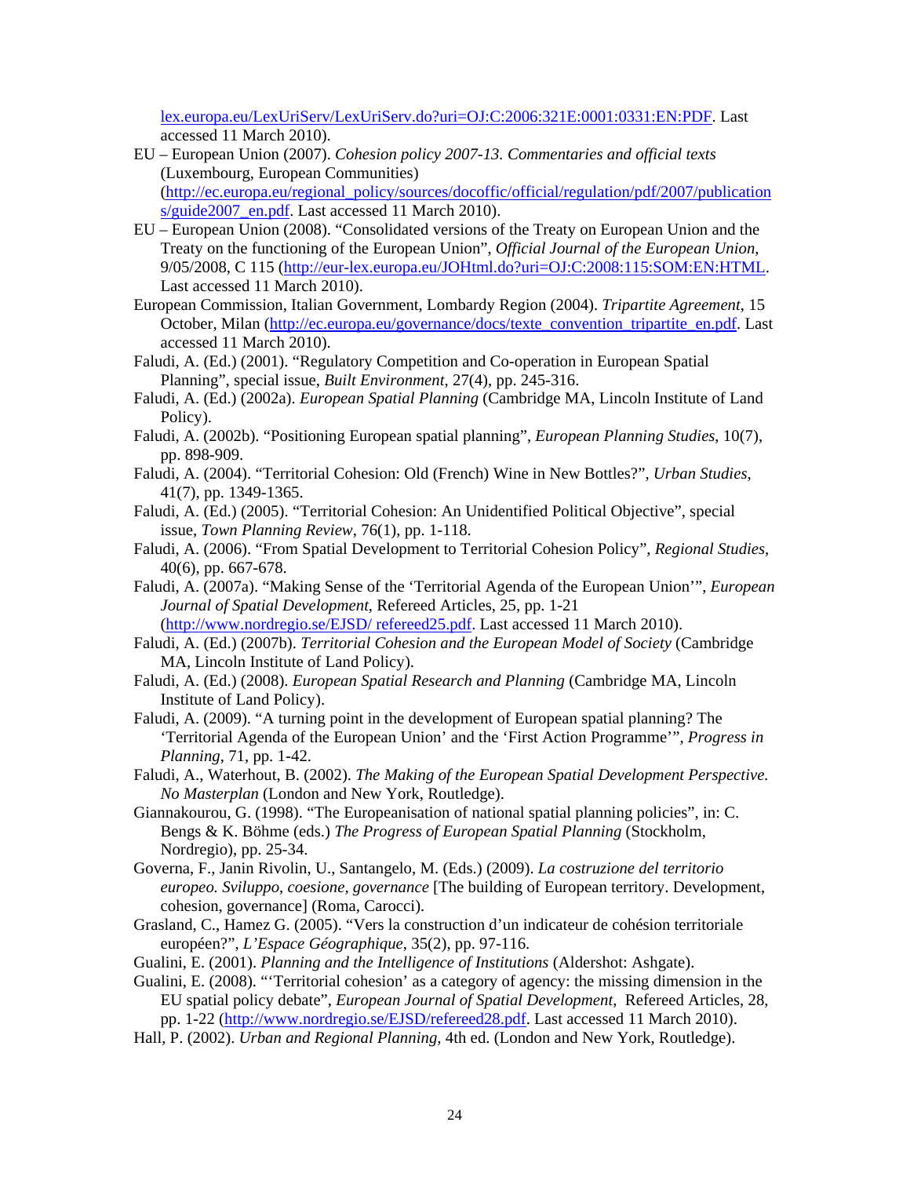lex.europa.eu/LexUriServ/LexUriServ.do?uri=OJ:C:2006:321E:0001:0331:EN:PDF. Last accessed 11 March 2010).

EU – European Union (2007). *Cohesion policy 2007-13. Commentaries and official texts* (Luxembourg, European Communities) (http://ec.europa.eu/regional_policy/sources/docoffic/official/regulation/pdf/2007/publications/guide2007_en.pdf. Last accessed 11 March 2010).

EU – European Union (2008). "Consolidated versions of the Treaty on European Union and the Treaty on the functioning of the European Union", *Official Journal of the European Union*, 9/05/2008, C 115 (http://eur-lex.europa.eu/JOHtml.do?uri=OJ:C:2008:115:SOM:EN:HTML. Last accessed 11 March 2010).

European Commission, Italian Government, Lombardy Region (2004). *Tripartite Agreement*, 15 October, Milan (http://ec.europa.eu/governance/docs/texte_convention_tripartite_en.pdf. Last accessed 11 March 2010).

Faludi, A. (Ed.) (2001). "Regulatory Competition and Co-operation in European Spatial Planning", special issue, *Built Environment*, 27(4), pp. 245-316.

Faludi, A. (Ed.) (2002a). *European Spatial Planning* (Cambridge MA, Lincoln Institute of Land Policy).

Faludi, A. (2002b). "Positioning European spatial planning", *European Planning Studies*, 10(7), pp. 898-909.

Faludi, A. (2004). "Territorial Cohesion: Old (French) Wine in New Bottles?", *Urban Studies*, 41(7), pp. 1349-1365.

Faludi, A. (Ed.) (2005). "Territorial Cohesion: An Unidentified Political Objective", special issue, *Town Planning Review*, 76(1), pp. 1-118.

Faludi, A. (2006). "From Spatial Development to Territorial Cohesion Policy", *Regional Studies*, 40(6), pp. 667-678.

Faludi, A. (2007a). "Making Sense of the 'Territorial Agenda of the European Union'", *European Journal of Spatial Development*, Refereed Articles, 25, pp. 1-21 (http://www.nordregio.se/EJSD/ refereed25.pdf. Last accessed 11 March 2010).

Faludi, A. (Ed.) (2007b). *Territorial Cohesion and the European Model of Society* (Cambridge MA, Lincoln Institute of Land Policy).

Faludi, A. (Ed.) (2008). *European Spatial Research and Planning* (Cambridge MA, Lincoln Institute of Land Policy).

Faludi, A. (2009). "A turning point in the development of European spatial planning? The 'Territorial Agenda of the European Union' and the 'First Action Programme'", *Progress in Planning*, 71, pp. 1-42.

Faludi, A., Waterhout, B. (2002). *The Making of the European Spatial Development Perspective. No Masterplan* (London and New York, Routledge).

Giannakourou, G. (1998). "The Europeanisation of national spatial planning policies", in: C. Bengs & K. Böhme (eds.) *The Progress of European Spatial Planning* (Stockholm, Nordregio), pp. 25-34.

Governa, F., Janin Rivolin, U., Santangelo, M. (Eds.) (2009). *La costruzione del territorio europeo. Sviluppo, coesione, governance* [The building of European territory. Development, cohesion, governance] (Roma, Carocci).

Grasland, C., Hamez G. (2005). "Vers la construction d'un indicateur de cohésion territoriale européen?", *L'Espace Géographique*, 35(2), pp. 97-116.

Gualini, E. (2001). *Planning and the Intelligence of Institutions* (Aldershot: Ashgate).

Gualini, E. (2008). "'Territorial cohesion' as a category of agency: the missing dimension in the EU spatial policy debate", *European Journal of Spatial Development*, Refereed Articles, 28, pp. 1-22 (http://www.nordregio.se/EJSD/refereed28.pdf. Last accessed 11 March 2010).

Hall, P. (2002). *Urban and Regional Planning*, 4th ed. (London and New York, Routledge).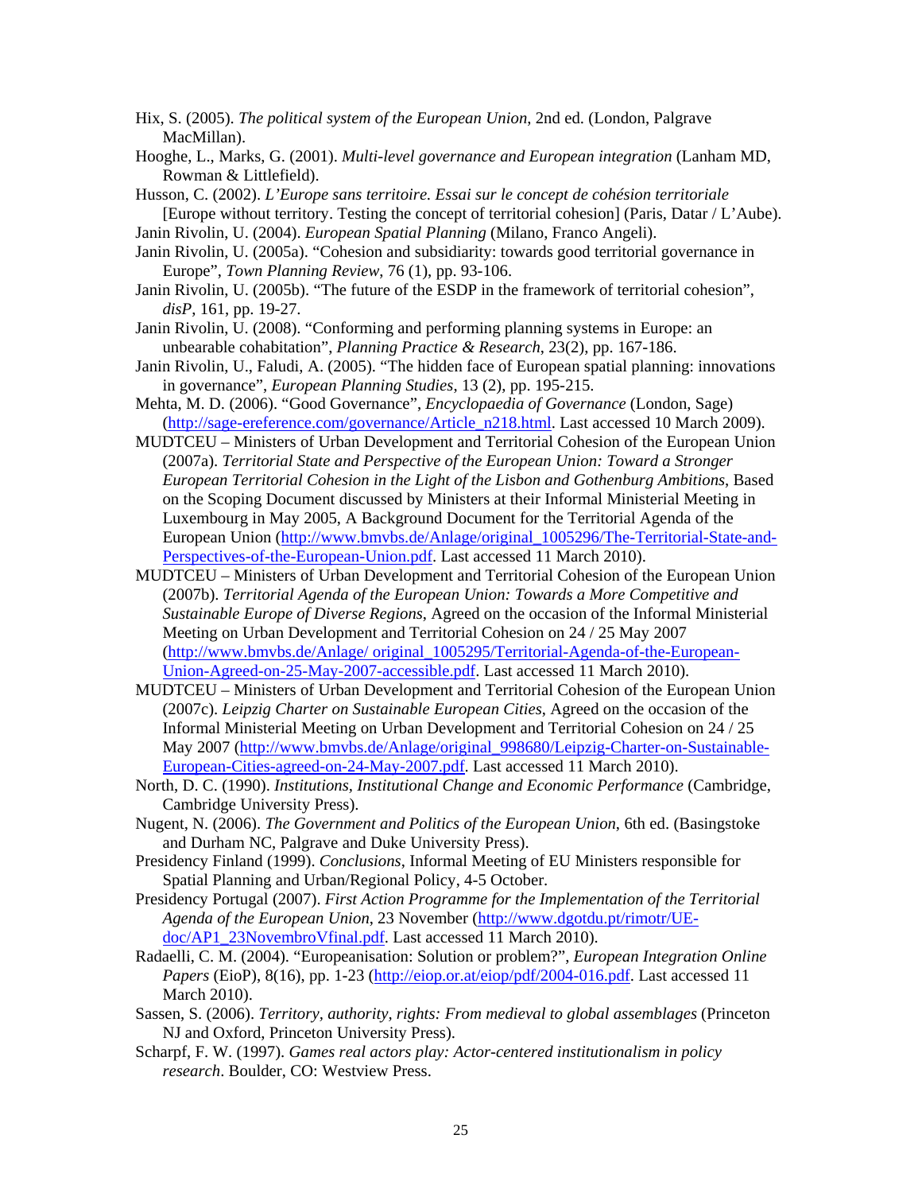Hix, S. (2005). *The political system of the European Union*, 2nd ed. (London, Palgrave MacMillan).

Hooghe, L., Marks, G. (2001). *Multi-level governance and European integration* (Lanham MD, Rowman & Littlefield).

Husson, C. (2002). *L'Europe sans territoire. Essai sur le concept de cohésion territoriale* [Europe without territory. Testing the concept of territorial cohesion] (Paris, Datar / L'Aube).

Janin Rivolin, U. (2004). *European Spatial Planning* (Milano, Franco Angeli).

Janin Rivolin, U. (2005a). "Cohesion and subsidiarity: towards good territorial governance in Europe", *Town Planning Review*, 76 (1), pp. 93-106.

Janin Rivolin, U. (2005b). "The future of the ESDP in the framework of territorial cohesion", *disP*, 161, pp. 19-27.

Janin Rivolin, U. (2008). "Conforming and performing planning systems in Europe: an unbearable cohabitation", *Planning Practice & Research*, 23(2), pp. 167-186.

Janin Rivolin, U., Faludi, A. (2005). "The hidden face of European spatial planning: innovations in governance", *European Planning Studies*, 13 (2), pp. 195-215.

Mehta, M. D. (2006). "Good Governance", *Encyclopaedia of Governance* (London, Sage) (http://sage-ereference.com/governance/Article_n218.html. Last accessed 10 March 2009).

MUDTCEU – Ministers of Urban Development and Territorial Cohesion of the European Union (2007a). *Territorial State and Perspective of the European Union: Toward a Stronger European Territorial Cohesion in the Light of the Lisbon and Gothenburg Ambitions*, Based on the Scoping Document discussed by Ministers at their Informal Ministerial Meeting in Luxembourg in May 2005, A Background Document for the Territorial Agenda of the European Union (http://www.bmvbs.de/Anlage/original_1005296/The-Territorial-State-and-Perspectives-of-the-European-Union.pdf. Last accessed 11 March 2010).

MUDTCEU – Ministers of Urban Development and Territorial Cohesion of the European Union (2007b). *Territorial Agenda of the European Union: Towards a More Competitive and Sustainable Europe of Diverse Regions*, Agreed on the occasion of the Informal Ministerial Meeting on Urban Development and Territorial Cohesion on 24 / 25 May 2007 (http://www.bmvbs.de/Anlage/ original_1005295/Territorial-Agenda-of-the-European-Union-Agreed-on-25-May-2007-accessible.pdf. Last accessed 11 March 2010).

MUDTCEU – Ministers of Urban Development and Territorial Cohesion of the European Union (2007c). *Leipzig Charter on Sustainable European Cities*, Agreed on the occasion of the Informal Ministerial Meeting on Urban Development and Territorial Cohesion on 24 / 25 May 2007 (http://www.bmvbs.de/Anlage/original_998680/Leipzig-Charter-on-Sustainable-European-Cities-agreed-on-24-May-2007.pdf. Last accessed 11 March 2010).

North, D. C. (1990). *Institutions, Institutional Change and Economic Performance* (Cambridge, Cambridge University Press).

Nugent, N. (2006). *The Government and Politics of the European Union*, 6th ed. (Basingstoke and Durham NC, Palgrave and Duke University Press).

Presidency Finland (1999). *Conclusions*, Informal Meeting of EU Ministers responsible for Spatial Planning and Urban/Regional Policy, 4-5 October.

Presidency Portugal (2007). *First Action Programme for the Implementation of the Territorial Agenda of the European Union*, 23 November (http://www.dgotdu.pt/rimotr/UE-doc/AP1_23NovembroVfinal.pdf. Last accessed 11 March 2010).

Radaelli, C. M. (2004). "Europeanisation: Solution or problem?", *European Integration Online Papers* (EioP), 8(16), pp. 1-23 (http://eiop.or.at/eiop/pdf/2004-016.pdf. Last accessed 11 March 2010).

Sassen, S. (2006). *Territory, authority, rights: From medieval to global assemblages* (Princeton NJ and Oxford, Princeton University Press).

Scharpf, F. W. (1997). *Games real actors play: Actor-centered institutionalism in policy research*. Boulder, CO: Westview Press.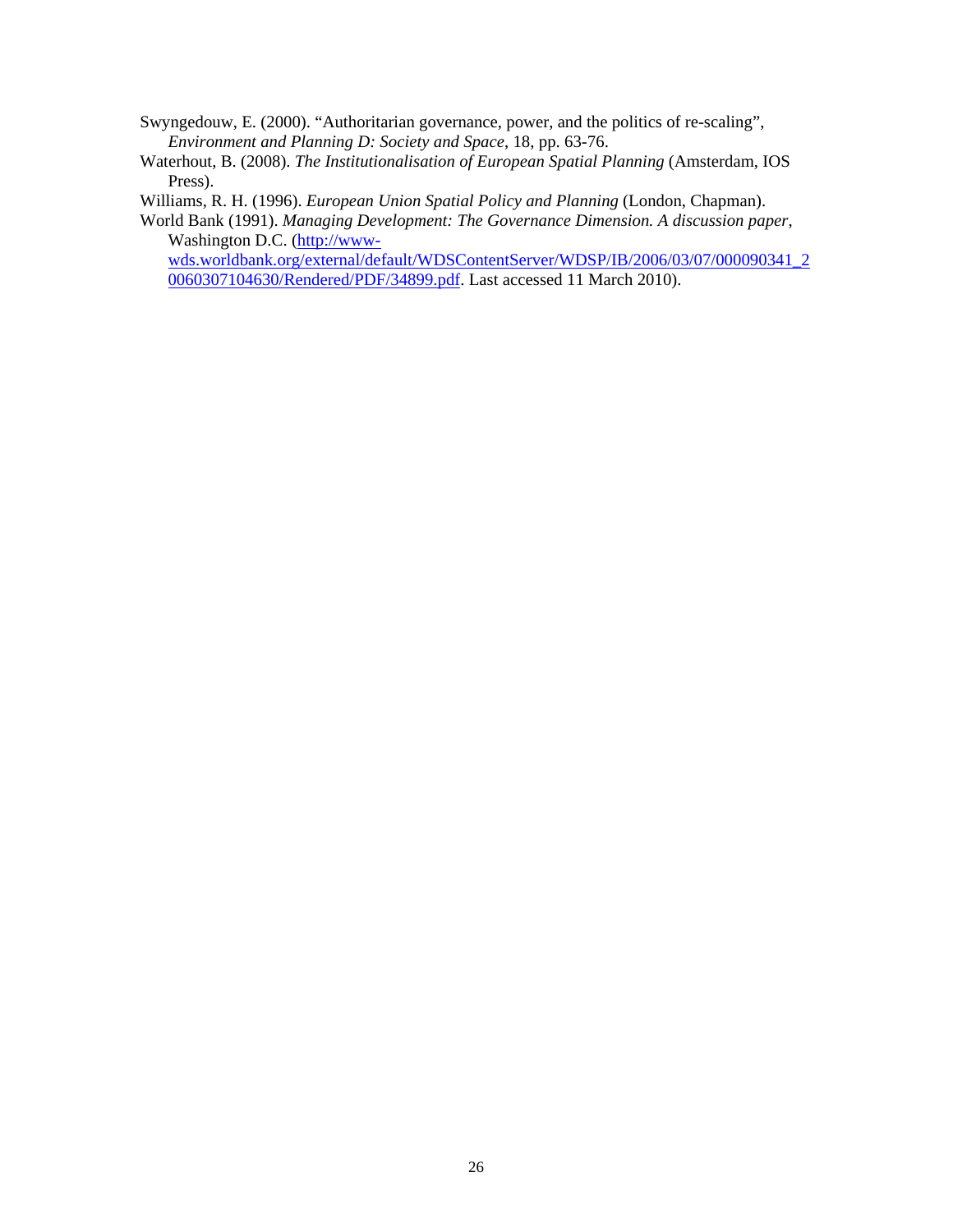Swyngedouw, E. (2000). "Authoritarian governance, power, and the politics of re-scaling", *Environment and Planning D: Society and Space*, 18, pp. 63-76.

Waterhout, B. (2008). *The Institutionalisation of European Spatial Planning* (Amsterdam, IOS Press).

Williams, R. H. (1996). *European Union Spatial Policy and Planning* (London, Chapman).

World Bank (1991). *Managing Development: The Governance Dimension. A discussion paper*, Washington D.C. (http://www-wds.worldbank.org/external/default/WDSContentServer/WDSP/IB/2006/03/07/000090341_20060307104630/Rendered/PDF/34899.pdf. Last accessed 11 March 2010).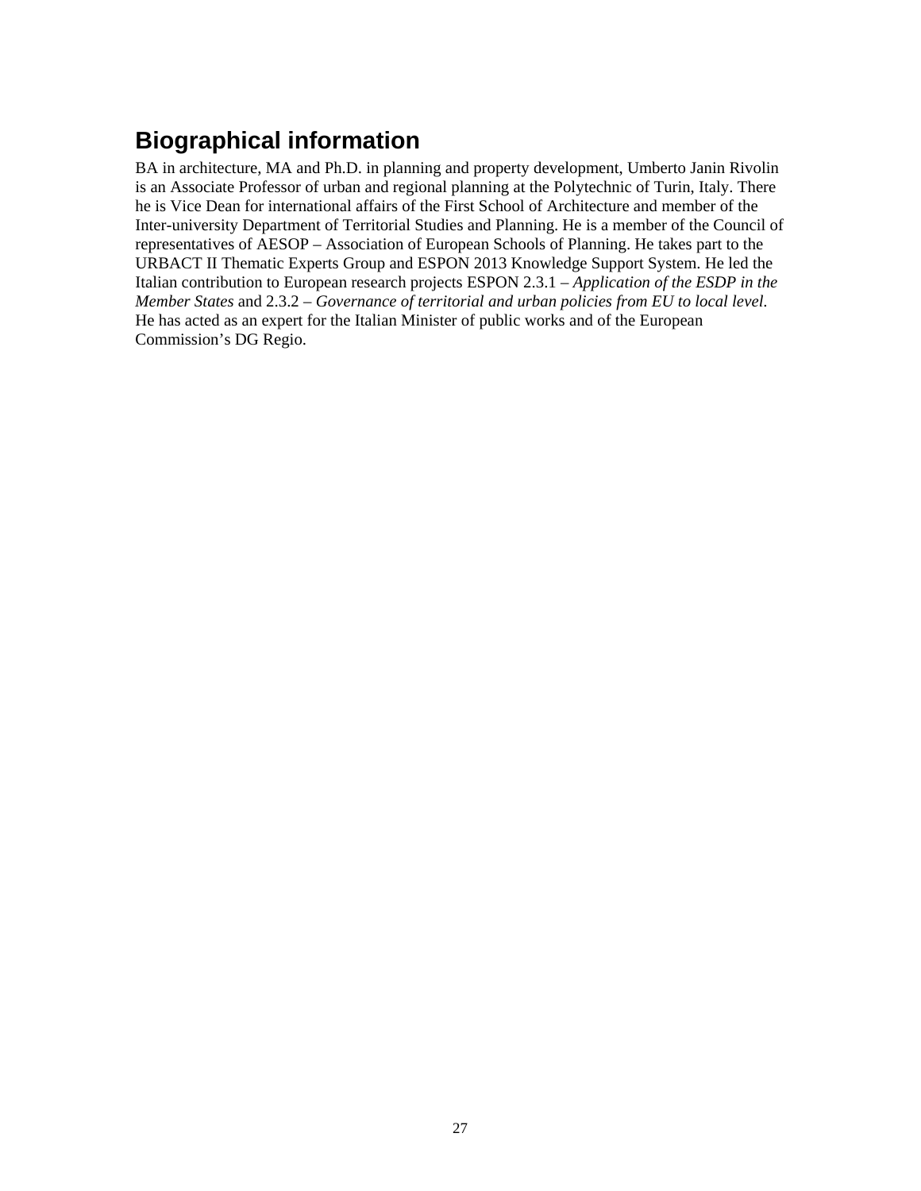## Biographical information

BA in architecture, MA and Ph.D. in planning and property development, Umberto Janin Rivolin is an Associate Professor of urban and regional planning at the Polytechnic of Turin, Italy. There he is Vice Dean for international affairs of the First School of Architecture and member of the Inter-university Department of Territorial Studies and Planning. He is a member of the Council of representatives of AESOP – Association of European Schools of Planning. He takes part to the URBACT II Thematic Experts Group and ESPON 2013 Knowledge Support System. He led the Italian contribution to European research projects ESPON 2.3.1 – *Application of the ESDP in the Member States* and 2.3.2 – *Governance of territorial and urban policies from EU to local level*. He has acted as an expert for the Italian Minister of public works and of the European Commission's DG Regio.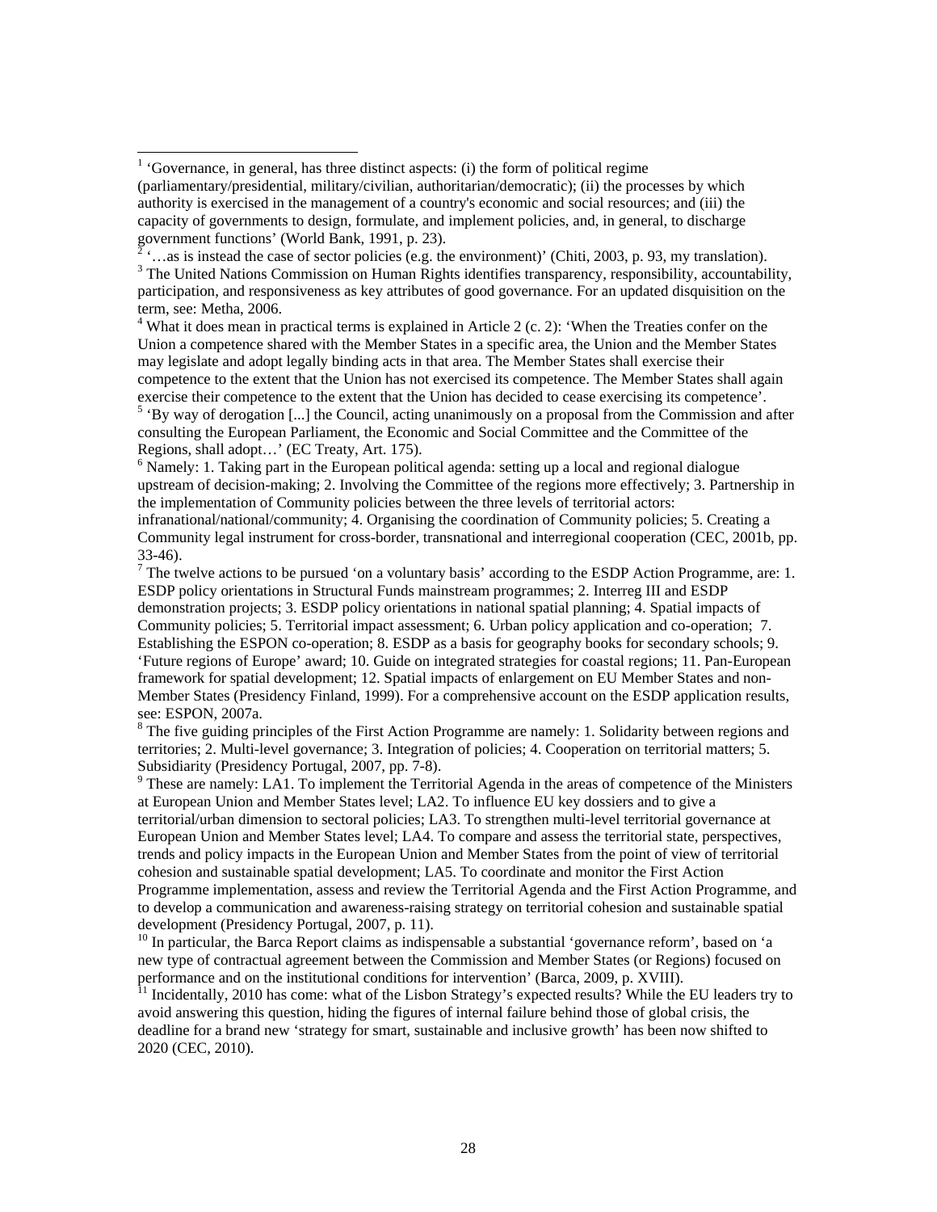[1] 'Governance, in general, has three distinct aspects: (i) the form of political regime (parliamentary/presidential, military/civilian, authoritarian/democratic); (ii) the processes by which authority is exercised in the management of a country's economic and social resources; and (iii) the capacity of governments to design, formulate, and implement policies, and, in general, to discharge government functions' (World Bank, 1991, p. 23).

[2] '…as is instead the case of sector policies (e.g. the environment)' (Chiti, 2003, p. 93, my translation).

[3] The United Nations Commission on Human Rights identifies transparency, responsibility, accountability, participation, and responsiveness as key attributes of good governance. For an updated disquisition on the term, see: Metha, 2006.

[4] What it does mean in practical terms is explained in Article 2 (c. 2): 'When the Treaties confer on the Union a competence shared with the Member States in a specific area, the Union and the Member States may legislate and adopt legally binding acts in that area. The Member States shall exercise their competence to the extent that the Union has not exercised its competence. The Member States shall again exercise their competence to the extent that the Union has decided to cease exercising its competence'.

[5] 'By way of derogation [...] the Council, acting unanimously on a proposal from the Commission and after consulting the European Parliament, the Economic and Social Committee and the Committee of the Regions, shall adopt…' (EC Treaty, Art. 175).

[6] Namely: 1. Taking part in the European political agenda: setting up a local and regional dialogue upstream of decision-making; 2. Involving the Committee of the regions more effectively; 3. Partnership in the implementation of Community policies between the three levels of territorial actors: infranational/national/community; 4. Organising the coordination of Community policies; 5. Creating a Community legal instrument for cross-border, transnational and interregional cooperation (CEC, 2001b, pp. 33-46).

[7] The twelve actions to be pursued 'on a voluntary basis' according to the ESDP Action Programme, are: 1. ESDP policy orientations in Structural Funds mainstream programmes; 2. Interreg III and ESDP demonstration projects; 3. ESDP policy orientations in national spatial planning; 4. Spatial impacts of Community policies; 5. Territorial impact assessment; 6. Urban policy application and co-operation; 7. Establishing the ESPON co-operation; 8. ESDP as a basis for geography books for secondary schools; 9. 'Future regions of Europe' award; 10. Guide on integrated strategies for coastal regions; 11. Pan-European framework for spatial development; 12. Spatial impacts of enlargement on EU Member States and non-Member States (Presidency Finland, 1999). For a comprehensive account on the ESDP application results, see: ESPON, 2007a.

[8] The five guiding principles of the First Action Programme are namely: 1. Solidarity between regions and territories; 2. Multi-level governance; 3. Integration of policies; 4. Cooperation on territorial matters; 5. Subsidiarity (Presidency Portugal, 2007, pp. 7-8).

[9] These are namely: LA1. To implement the Territorial Agenda in the areas of competence of the Ministers at European Union and Member States level; LA2. To influence EU key dossiers and to give a territorial/urban dimension to sectoral policies; LA3. To strengthen multi-level territorial governance at European Union and Member States level; LA4. To compare and assess the territorial state, perspectives, trends and policy impacts in the European Union and Member States from the point of view of territorial cohesion and sustainable spatial development; LA5. To coordinate and monitor the First Action Programme implementation, assess and review the Territorial Agenda and the First Action Programme, and to develop a communication and awareness-raising strategy on territorial cohesion and sustainable spatial development (Presidency Portugal, 2007, p. 11).

[10] In particular, the Barca Report claims as indispensable a substantial 'governance reform', based on 'a new type of contractual agreement between the Commission and Member States (or Regions) focused on performance and on the institutional conditions for intervention' (Barca, 2009, p. XVIII).

[11] Incidentally, 2010 has come: what of the Lisbon Strategy's expected results? While the EU leaders try to avoid answering this question, hiding the figures of internal failure behind those of global crisis, the deadline for a brand new 'strategy for smart, sustainable and inclusive growth' has been now shifted to 2020 (CEC, 2010).